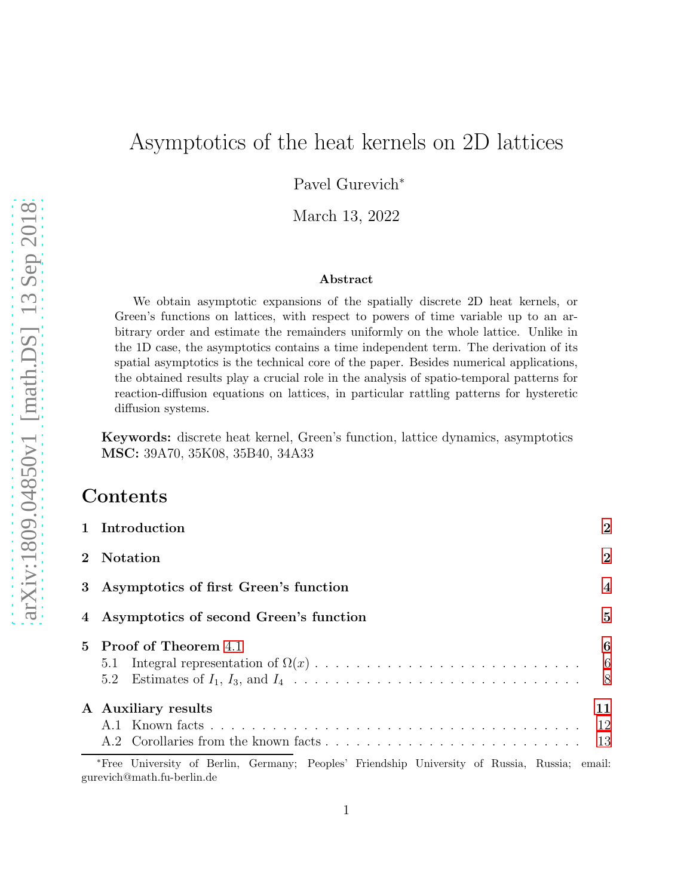# Asymptotics of the heat kernels on 2D lattices

Pavel Gurevich*

March 13, 2022

### Abstract

We obtain asymptotic expansions of the spatially discrete 2D heat kernels, or Green's functions on lattices, with respect to powers of time variable up to an arbitrary order and estimate the remainders uniformly on the whole lattice. Unlike in the 1D case, the asymptotics contains a time independent term. The derivation of its spatial asymptotics is the technical core of the paper. Besides numerical applications, the obtained results play a crucial role in the analysis of spatio-temporal patterns for reaction-diffusion equations on lattices, in particular rattling patterns for hysteretic diffusion systems.

**Keywords:** discrete heat kernel, Green's function, lattice dynamics, asymptotics
**MSC:** 39A70, 35K08, 35B40, 34A33

## Contents

1 Introduction — 2

2 Notation — 2

3 Asymptotics of first Green's function — 4

4 Asymptotics of second Green's function — 5

5 Proof of Theorem 4.1 — 6
- 5.1 Integral representation of $\Omega(x)$ — 6
- 5.2 Estimates of $I_1$, $I_3$, and $I_4$ — 8

A Auxiliary results — 11
- A.1 Known facts — 12
- A.2 Corollaries from the known facts — 13

*Free University of Berlin, Germany; Peoples' Friendship University of Russia, Russia; email: gurevich@math.fu-berlin.de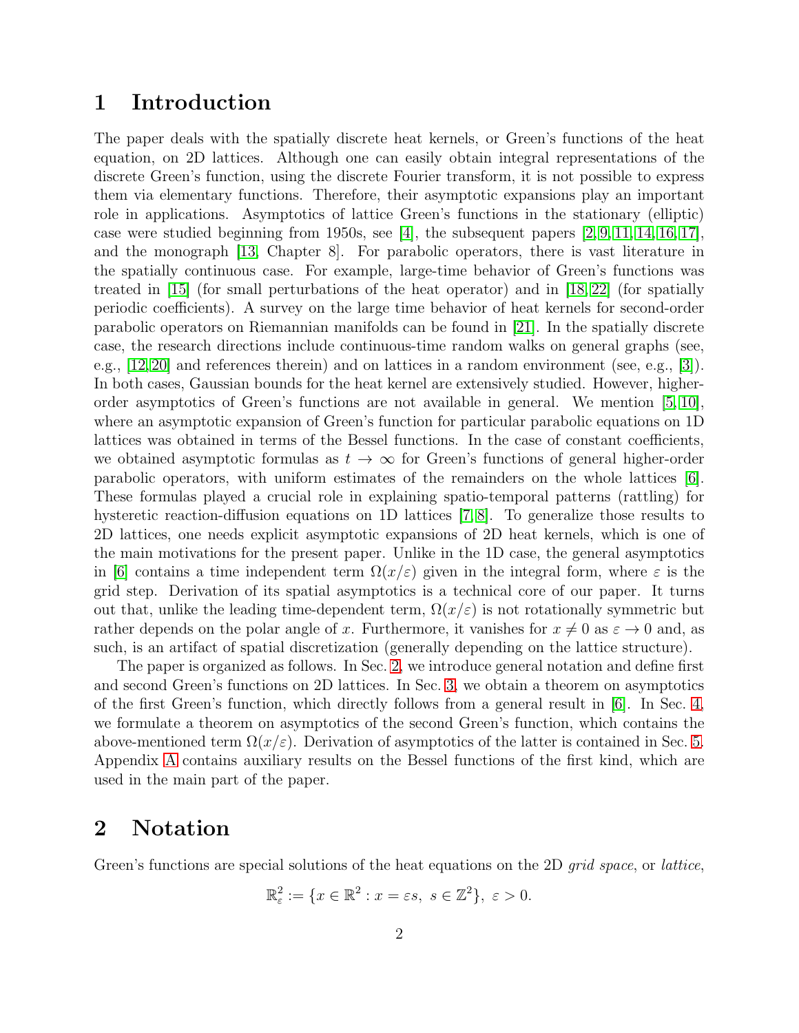## 1 Introduction

The paper deals with the spatially discrete heat kernels, or Green's functions of the heat equation, on 2D lattices. Although one can easily obtain integral representations of the discrete Green's function, using the discrete Fourier transform, it is not possible to express them via elementary functions. Therefore, their asymptotic expansions play an important role in applications. Asymptotics of lattice Green's functions in the stationary (elliptic) case were studied beginning from 1950s, see [4], the subsequent papers [2,9,11,14,16,17], and the monograph [13, Chapter 8]. For parabolic operators, there is vast literature in the spatially continuous case. For example, large-time behavior of Green's functions was treated in [15] (for small perturbations of the heat operator) and in [18,22] (for spatially periodic coefficients). A survey on the large time behavior of heat kernels for second-order parabolic operators on Riemannian manifolds can be found in [21]. In the spatially discrete case, the research directions include continuous-time random walks on general graphs (see, e.g., [12,20] and references therein) and on lattices in a random environment (see, e.g., [3]). In both cases, Gaussian bounds for the heat kernel are extensively studied. However, higher-order asymptotics of Green's functions are not available in general. We mention [5,10], where an asymptotic expansion of Green's function for particular parabolic equations on 1D lattices was obtained in terms of the Bessel functions. In the case of constant coefficients, we obtained asymptotic formulas as $t \to \infty$ for Green's functions of general higher-order parabolic operators, with uniform estimates of the remainders on the whole lattices [6]. These formulas played a crucial role in explaining spatio-temporal patterns (rattling) for hysteretic reaction-diffusion equations on 1D lattices [7,8]. To generalize those results to 2D lattices, one needs explicit asymptotic expansions of 2D heat kernels, which is one of the main motivations for the present paper. Unlike in the 1D case, the general asymptotics in [6] contains a time independent term $\Omega(x/\varepsilon)$ given in the integral form, where $\varepsilon$ is the grid step. Derivation of its spatial asymptotics is a technical core of our paper. It turns out that, unlike the leading time-dependent term, $\Omega(x/\varepsilon)$ is not rotationally symmetric but rather depends on the polar angle of $x$. Furthermore, it vanishes for $x \neq 0$ as $\varepsilon \to 0$ and, as such, is an artifact of spatial discretization (generally depending on the lattice structure).

The paper is organized as follows. In Sec. 2, we introduce general notation and define first and second Green's functions on 2D lattices. In Sec. 3, we obtain a theorem on asymptotics of the first Green's function, which directly follows from a general result in [6]. In Sec. 4, we formulate a theorem on asymptotics of the second Green's function, which contains the above-mentioned term $\Omega(x/\varepsilon)$. Derivation of asymptotics of the latter is contained in Sec. 5. Appendix A contains auxiliary results on the Bessel functions of the first kind, which are used in the main part of the paper.

## 2 Notation

Green's functions are special solutions of the heat equations on the 2D *grid space*, or *lattice*,

$$\mathbb{R}^2_\varepsilon := \{x \in \mathbb{R}^2 : x = \varepsilon s,\ s \in \mathbb{Z}^2\},\ \varepsilon > 0.$$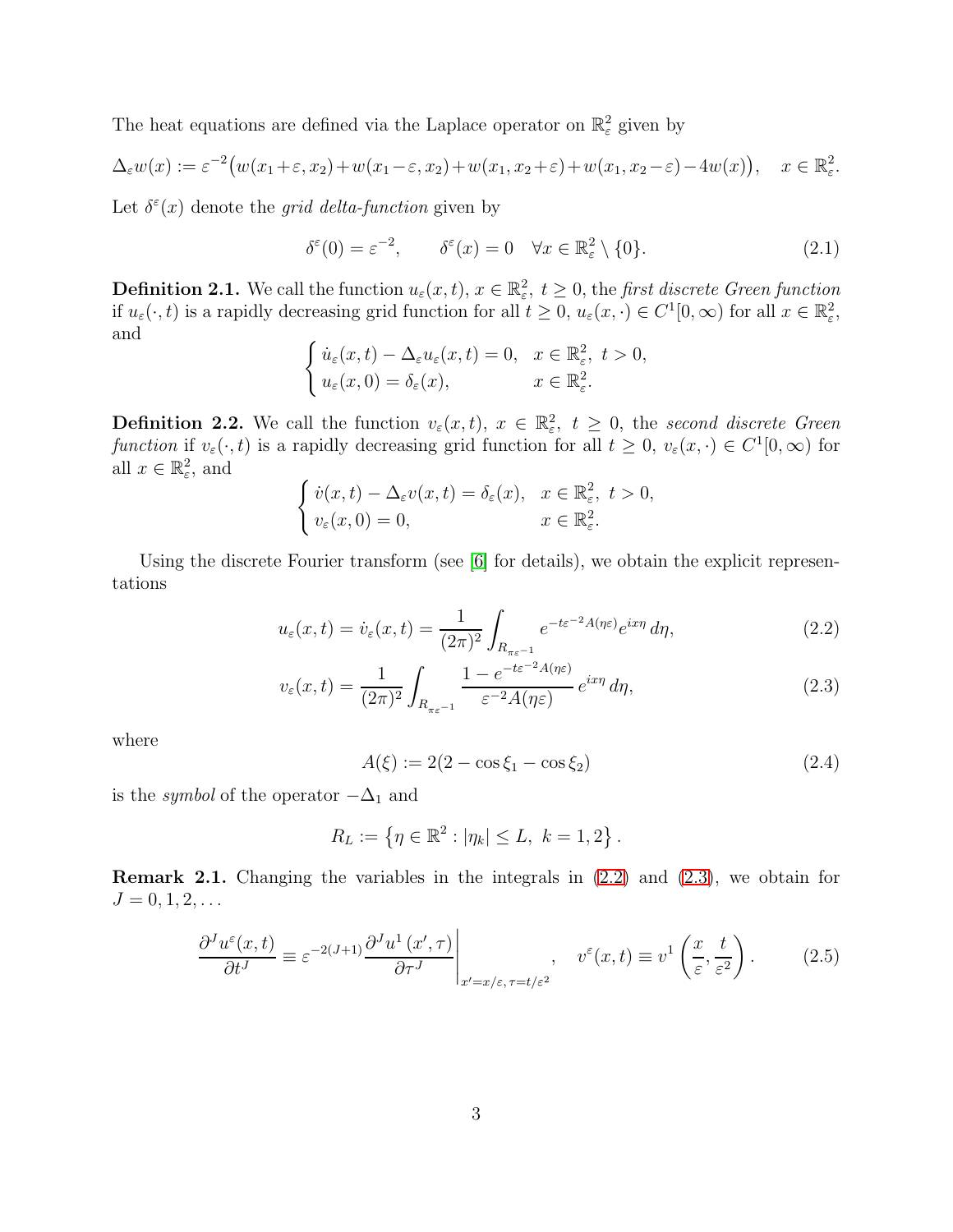The heat equations are defined via the Laplace operator on $\mathbb{R}^2_\varepsilon$ given by

$$\Delta_\varepsilon w(x) := \varepsilon^{-2}\big(w(x_1+\varepsilon, x_2)+w(x_1-\varepsilon, x_2)+w(x_1, x_2+\varepsilon)+w(x_1, x_2-\varepsilon)-4w(x)\big), \quad x \in \mathbb{R}^2_\varepsilon.$$

Let $\delta^\varepsilon(x)$ denote the *grid delta-function* given by

$$\delta^\varepsilon(0) = \varepsilon^{-2}, \qquad \delta^\varepsilon(x) = 0 \quad \forall x \in \mathbb{R}^2_\varepsilon \setminus \{0\}. \tag{2.1}$$

**Definition 2.1.** We call the function $u_\varepsilon(x,t)$, $x \in \mathbb{R}^2_\varepsilon$, $t \geq 0$, the *first discrete Green function* if $u_\varepsilon(\cdot, t)$ is a rapidly decreasing grid function for all $t \geq 0$, $u_\varepsilon(x, \cdot) \in C^1[0,\infty)$ for all $x \in \mathbb{R}^2_\varepsilon$, and

$$\begin{cases} \dot{u}_\varepsilon(x,t) - \Delta_\varepsilon u_\varepsilon(x,t) = 0, & x \in \mathbb{R}^2_\varepsilon,\ t > 0, \\ u_\varepsilon(x,0) = \delta_\varepsilon(x), & x \in \mathbb{R}^2_\varepsilon. \end{cases}$$

**Definition 2.2.** We call the function $v_\varepsilon(x,t)$, $x \in \mathbb{R}^2_\varepsilon$, $t \geq 0$, the *second discrete Green function* if $v_\varepsilon(\cdot, t)$ is a rapidly decreasing grid function for all $t \geq 0$, $v_\varepsilon(x, \cdot) \in C^1[0,\infty)$ for all $x \in \mathbb{R}^2_\varepsilon$, and

$$\begin{cases} \dot{v}(x,t) - \Delta_\varepsilon v(x,t) = \delta_\varepsilon(x), & x \in \mathbb{R}^2_\varepsilon,\ t > 0, \\ v_\varepsilon(x,0) = 0, & x \in \mathbb{R}^2_\varepsilon. \end{cases}$$

Using the discrete Fourier transform (see [6] for details), we obtain the explicit representations

$$u_\varepsilon(x,t) = \dot{v}_\varepsilon(x,t) = \frac{1}{(2\pi)^2}\int_{R_{\pi\varepsilon^{-1}}} e^{-t\varepsilon^{-2}A(\eta\varepsilon)} e^{ix\eta}\, d\eta, \tag{2.2}$$

$$v_\varepsilon(x,t) = \frac{1}{(2\pi)^2}\int_{R_{\pi\varepsilon^{-1}}} \frac{1-e^{-t\varepsilon^{-2}A(\eta\varepsilon)}}{\varepsilon^{-2}A(\eta\varepsilon)}\, e^{ix\eta}\, d\eta, \tag{2.3}$$

where

$$A(\xi) := 2(2 - \cos\xi_1 - \cos\xi_2) \tag{2.4}$$

is the *symbol* of the operator $-\Delta_1$ and

$$R_L := \left\{\eta \in \mathbb{R}^2 : |\eta_k| \leq L,\ k = 1, 2\right\}.$$

**Remark 2.1.** Changing the variables in the integrals in (2.2) and (2.3), we obtain for $J = 0, 1, 2, \ldots$

$$\frac{\partial^J u^\varepsilon(x,t)}{\partial t^J} \equiv \varepsilon^{-2(J+1)} \frac{\partial^J u^1(x', \tau)}{\partial \tau^J}\bigg|_{x'=x/\varepsilon,\, \tau=t/\varepsilon^2}, \quad v^\varepsilon(x,t) \equiv v^1\left(\frac{x}{\varepsilon}, \frac{t}{\varepsilon^2}\right). \tag{2.5}$$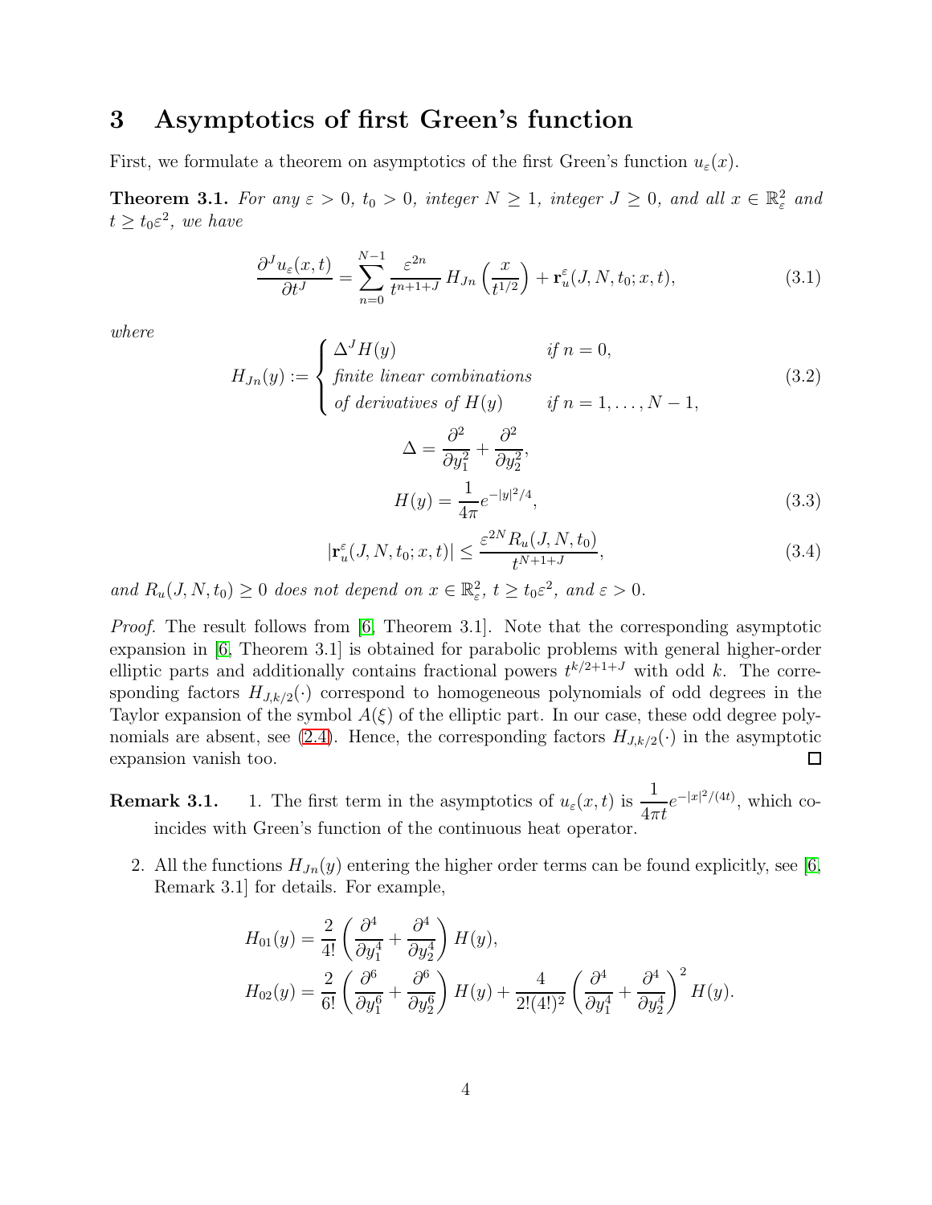## 3 Asymptotics of first Green's function

First, we formulate a theorem on asymptotics of the first Green's function $u_\varepsilon(x)$.

**Theorem 3.1.** *For any $\varepsilon > 0$, $t_0 > 0$, integer $N \geq 1$, integer $J \geq 0$, and all $x \in \mathbb{R}^2_\varepsilon$ and $t \geq t_0\varepsilon^2$, we have*

$$\frac{\partial^J u_\varepsilon(x,t)}{\partial t^J} = \sum_{n=0}^{N-1} \frac{\varepsilon^{2n}}{t^{n+1+J}} H_{Jn}\left(\frac{x}{t^{1/2}}\right) + \mathbf{r}_u^\varepsilon(J,N,t_0;x,t), \tag{3.1}$$

*where*

$$H_{Jn}(y) := \begin{cases} \Delta^J H(y) & \text{if } n = 0, \\ \text{finite linear combinations} & \\ \text{of derivatives of } H(y) & \text{if } n = 1,\dots,N-1, \end{cases} \tag{3.2}$$

$$\Delta = \frac{\partial^2}{\partial y_1^2} + \frac{\partial^2}{\partial y_2^2},$$

$$H(y) = \frac{1}{4\pi} e^{-|y|^2/4}, \tag{3.3}$$

$$|\mathbf{r}_u^\varepsilon(J,N,t_0;x,t)| \leq \frac{\varepsilon^{2N} R_u(J,N,t_0)}{t^{N+1+J}}, \tag{3.4}$$

*and $R_u(J,N,t_0) \geq 0$ does not depend on $x \in \mathbb{R}^2_\varepsilon$, $t \geq t_0\varepsilon^2$, and $\varepsilon > 0$.*

*Proof.* The result follows from [6, Theorem 3.1]. Note that the corresponding asymptotic expansion in [6, Theorem 3.1] is obtained for parabolic problems with general higher-order elliptic parts and additionally contains fractional powers $t^{k/2+1+J}$ with odd $k$. The corresponding factors $H_{J,k/2}(\cdot)$ correspond to homogeneous polynomials of odd degrees in the Taylor expansion of the symbol $A(\xi)$ of the elliptic part. In our case, these odd degree polynomials are absent, see (2.4). Hence, the corresponding factors $H_{J,k/2}(\cdot)$ in the asymptotic expansion vanish too. □

**Remark 3.1.**

1. The first term in the asymptotics of $u_\varepsilon(x,t)$ is $\dfrac{1}{4\pi t} e^{-|x|^2/(4t)}$, which coincides with Green's function of the continuous heat operator.

2. All the functions $H_{Jn}(y)$ entering the higher order terms can be found explicitly, see [6, Remark 3.1] for details. For example,

$$H_{01}(y) = \frac{2}{4!}\left(\frac{\partial^4}{\partial y_1^4} + \frac{\partial^4}{\partial y_2^4}\right) H(y),$$

$$H_{02}(y) = \frac{2}{6!}\left(\frac{\partial^6}{\partial y_1^6} + \frac{\partial^6}{\partial y_2^6}\right) H(y) + \frac{4}{2!(4!)^2}\left(\frac{\partial^4}{\partial y_1^4} + \frac{\partial^4}{\partial y_2^4}\right)^2 H(y).$$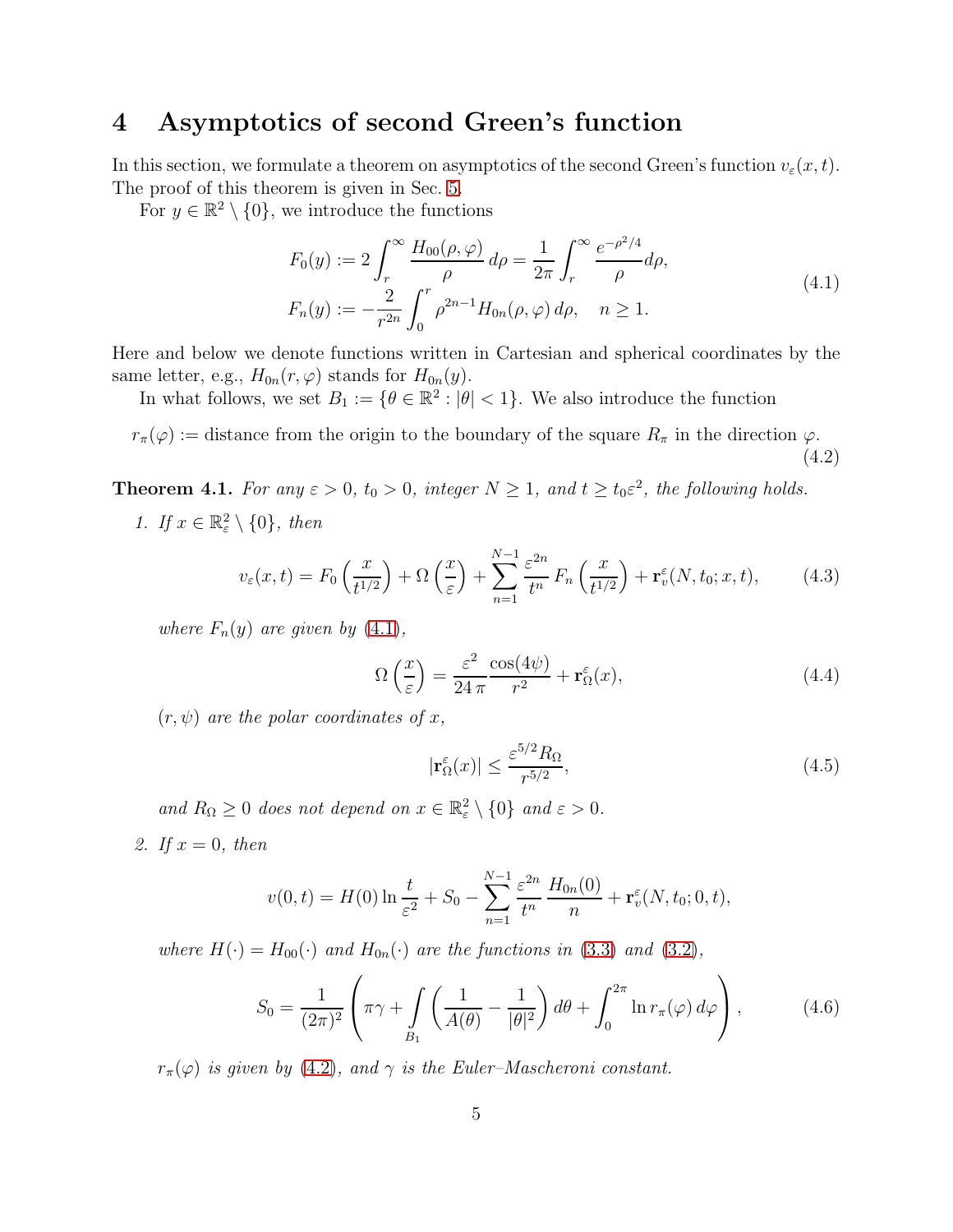# 4 Asymptotics of second Green's function

In this section, we formulate a theorem on asymptotics of the second Green's function $v_\varepsilon(x,t)$. The proof of this theorem is given in Sec. 5.

For $y \in \mathbb{R}^2 \setminus \{0\}$, we introduce the functions

$$
\begin{aligned}
F_0(y) &:= 2\int_r^\infty \frac{H_{00}(\rho,\varphi)}{\rho}\,d\rho = \frac{1}{2\pi}\int_r^\infty \frac{e^{-\rho^2/4}}{\rho}d\rho,\\
F_n(y) &:= -\frac{2}{r^{2n}}\int_0^r \rho^{2n-1}H_{0n}(\rho,\varphi)\,d\rho, \quad n \ge 1.
\end{aligned}
\tag{4.1}
$$

Here and below we denote functions written in Cartesian and spherical coordinates by the same letter, e.g., $H_{0n}(r,\varphi)$ stands for $H_{0n}(y)$.

In what follows, we set $B_1 := \{\theta \in \mathbb{R}^2 : |\theta| < 1\}$. We also introduce the function

$$
r_\pi(\varphi) := \text{distance from the origin to the boundary of the square } R_\pi \text{ in the direction } \varphi. \tag{4.2}
$$

**Theorem 4.1.** *For any $\varepsilon > 0$, $t_0 > 0$, integer $N \ge 1$, and $t \ge t_0\varepsilon^2$, the following holds.*

1. *If $x \in \mathbb{R}^2_\varepsilon \setminus \{0\}$, then*

$$
v_\varepsilon(x,t) = F_0\left(\frac{x}{t^{1/2}}\right) + \Omega\left(\frac{x}{\varepsilon}\right) + \sum_{n=1}^{N-1}\frac{\varepsilon^{2n}}{t^n}F_n\left(\frac{x}{t^{1/2}}\right) + \mathbf{r}_v^\varepsilon(N,t_0;x,t), \tag{4.3}
$$

*where $F_n(y)$ are given by (4.1),*

$$
\Omega\left(\frac{x}{\varepsilon}\right) = \frac{\varepsilon^2}{24\,\pi}\frac{\cos(4\psi)}{r^2} + \mathbf{r}_\Omega^\varepsilon(x), \tag{4.4}
$$

*$(r,\psi)$ are the polar coordinates of $x$,*

$$
|\mathbf{r}_\Omega^\varepsilon(x)| \le \frac{\varepsilon^{5/2}R_\Omega}{r^{5/2}}, \tag{4.5}
$$

*and $R_\Omega \ge 0$ does not depend on $x \in \mathbb{R}^2_\varepsilon \setminus \{0\}$ and $\varepsilon > 0$.*

2. *If $x = 0$, then*

$$
v(0,t) = H(0)\ln\frac{t}{\varepsilon^2} + S_0 - \sum_{n=1}^{N-1}\frac{\varepsilon^{2n}}{t^n}\frac{H_{0n}(0)}{n} + \mathbf{r}_v^\varepsilon(N,t_0;0,t),
$$

*where $H(\cdot) = H_{00}(\cdot)$ and $H_{0n}(\cdot)$ are the functions in (3.3) and (3.2),*

$$
S_0 = \frac{1}{(2\pi)^2}\left(\pi\gamma + \int_{B_1}\left(\frac{1}{A(\theta)} - \frac{1}{|\theta|^2}\right)d\theta + \int_0^{2\pi}\ln r_\pi(\varphi)\,d\varphi\right), \tag{4.6}
$$

*$r_\pi(\varphi)$ is given by (4.2), and $\gamma$ is the Euler–Mascheroni constant.*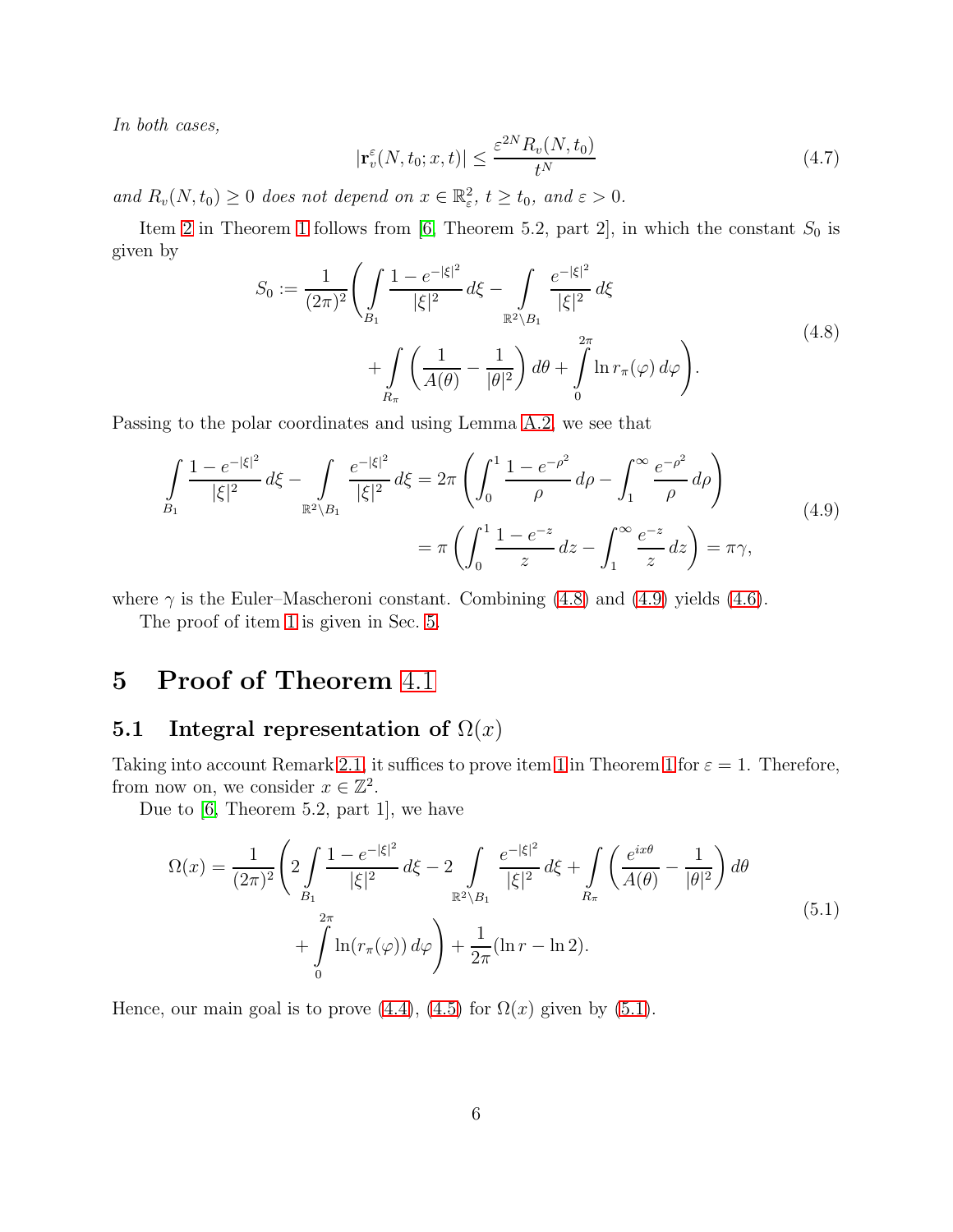*In both cases,*

$$
|\mathbf{r}_v^\varepsilon(N, t_0; x, t)| \le \frac{\varepsilon^{2N} R_v(N, t_0)}{t^N} \tag{4.7}
$$

*and $R_v(N, t_0) \ge 0$ does not depend on $x \in \mathbb{R}^2_\varepsilon$, $t \ge t_0$, and $\varepsilon > 0$.*

Item 2 in Theorem 1 follows from [6, Theorem 5.2, part 2], in which the constant $S_0$ is given by

$$
\begin{aligned}
S_0 := \frac{1}{(2\pi)^2}\Bigg( \int\limits_{B_1} \frac{1 - e^{-|\xi|^2}}{|\xi|^2}\, d\xi - \int\limits_{\mathbb{R}^2 \setminus B_1} \frac{e^{-|\xi|^2}}{|\xi|^2}\, d\xi \\
+ \int\limits_{R_\pi} \left( \frac{1}{A(\theta)} - \frac{1}{|\theta|^2} \right) d\theta + \int\limits_0^{2\pi} \ln r_\pi(\varphi)\, d\varphi \Bigg).
\end{aligned} \tag{4.8}
$$

Passing to the polar coordinates and using Lemma A.2, we see that

$$
\begin{aligned}
\int\limits_{B_1} \frac{1 - e^{-|\xi|^2}}{|\xi|^2}\, d\xi - \int\limits_{\mathbb{R}^2 \setminus B_1} \frac{e^{-|\xi|^2}}{|\xi|^2}\, d\xi &= 2\pi \left( \int_0^1 \frac{1 - e^{-\rho^2}}{\rho}\, d\rho - \int_1^\infty \frac{e^{-\rho^2}}{\rho}\, d\rho \right) \\
&= \pi \left( \int_0^1 \frac{1 - e^{-z}}{z}\, dz - \int_1^\infty \frac{e^{-z}}{z}\, dz \right) = \pi\gamma,
\end{aligned} \tag{4.9}
$$

where $\gamma$ is the Euler–Mascheroni constant. Combining (4.8) and (4.9) yields (4.6).

The proof of item 1 is given in Sec. 5.

# 5 Proof of Theorem 4.1

## 5.1 Integral representation of $\Omega(x)$

Taking into account Remark 2.1, it suffices to prove item 1 in Theorem 1 for $\varepsilon = 1$. Therefore, from now on, we consider $x \in \mathbb{Z}^2$.

Due to [6, Theorem 5.2, part 1], we have

$$
\begin{aligned}
\Omega(x) = \frac{1}{(2\pi)^2}\Bigg( 2\int\limits_{B_1} \frac{1 - e^{-|\xi|^2}}{|\xi|^2}\, d\xi - 2\int\limits_{\mathbb{R}^2 \setminus B_1} \frac{e^{-|\xi|^2}}{|\xi|^2}\, d\xi + \int\limits_{R_\pi} \left( \frac{e^{ix\theta}}{A(\theta)} - \frac{1}{|\theta|^2} \right) d\theta \\
+ \int\limits_0^{2\pi} \ln(r_\pi(\varphi))\, d\varphi \Bigg) + \frac{1}{2\pi}(\ln r - \ln 2).
\end{aligned} \tag{5.1}
$$

Hence, our main goal is to prove (4.4), (4.5) for $\Omega(x)$ given by (5.1).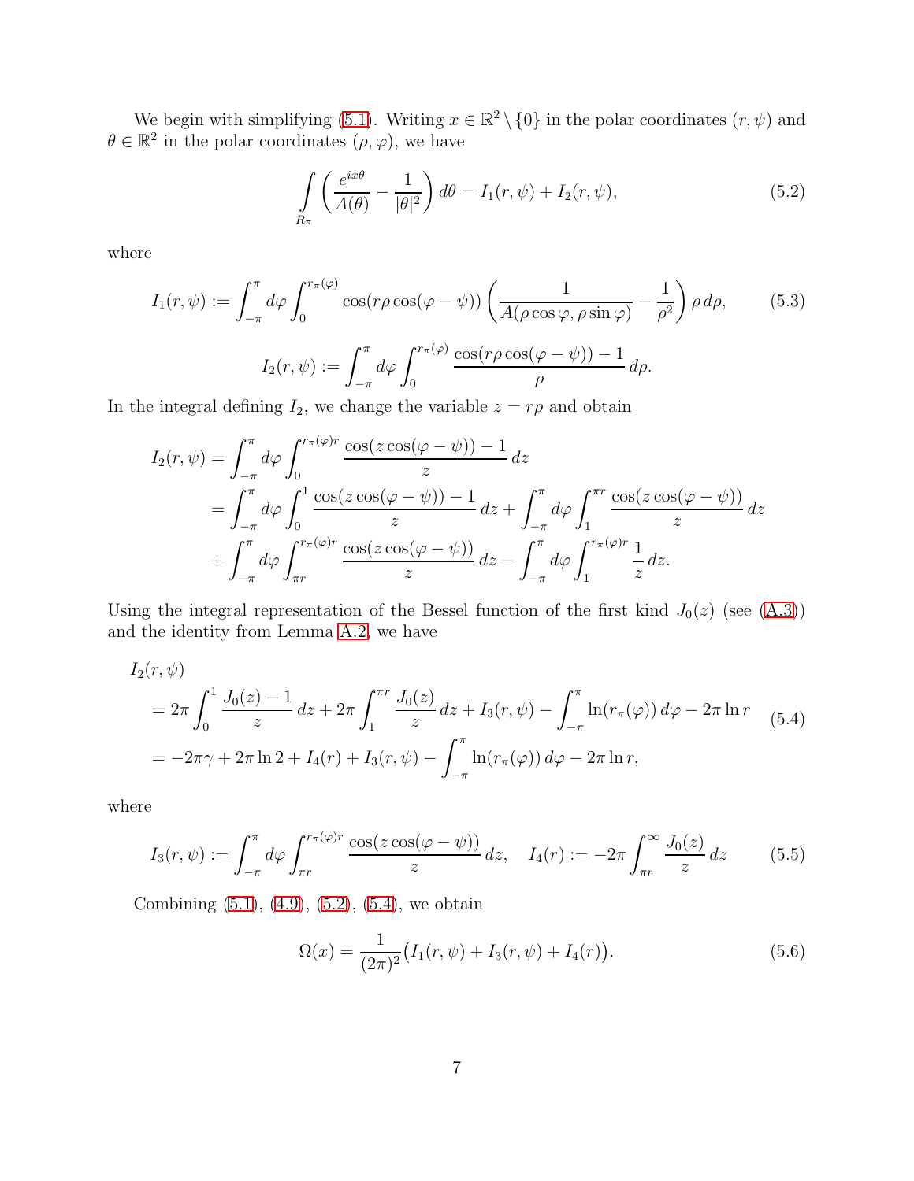We begin with simplifying (5.1). Writing $x \in \mathbb{R}^2 \setminus \{0\}$ in the polar coordinates $(r, \psi)$ and $\theta \in \mathbb{R}^2$ in the polar coordinates $(\rho, \varphi)$, we have

$$\int\limits_{R_\pi} \left( \frac{e^{ix\theta}}{A(\theta)} - \frac{1}{|\theta|^2} \right) d\theta = I_1(r, \psi) + I_2(r, \psi), \tag{5.2}$$

where

$$I_1(r, \psi) := \int_{-\pi}^{\pi} d\varphi \int_0^{r_\pi(\varphi)} \cos(r\rho\cos(\varphi - \psi)) \left( \frac{1}{A(\rho\cos\varphi, \rho\sin\varphi)} - \frac{1}{\rho^2} \right) \rho \, d\rho, \tag{5.3}$$

$$I_2(r, \psi) := \int_{-\pi}^{\pi} d\varphi \int_0^{r_\pi(\varphi)} \frac{\cos(r\rho\cos(\varphi - \psi)) - 1}{\rho} \, d\rho.$$

In the integral defining $I_2$, we change the variable $z = r\rho$ and obtain

$$\begin{aligned}
I_2(r, \psi) &= \int_{-\pi}^{\pi} d\varphi \int_0^{r_\pi(\varphi) r} \frac{\cos(z\cos(\varphi - \psi)) - 1}{z} \, dz \\
&= \int_{-\pi}^{\pi} d\varphi \int_0^{1} \frac{\cos(z\cos(\varphi - \psi)) - 1}{z} \, dz + \int_{-\pi}^{\pi} d\varphi \int_1^{\pi r} \frac{\cos(z\cos(\varphi - \psi))}{z} \, dz \\
&\quad + \int_{-\pi}^{\pi} d\varphi \int_{\pi r}^{r_\pi(\varphi) r} \frac{\cos(z\cos(\varphi - \psi))}{z} \, dz - \int_{-\pi}^{\pi} d\varphi \int_1^{r_\pi(\varphi) r} \frac{1}{z} \, dz.
\end{aligned}$$

Using the integral representation of the Bessel function of the first kind $J_0(z)$ (see (A.3)) and the identity from Lemma A.2, we have

$$\begin{aligned}
&I_2(r, \psi) \\
&= 2\pi \int_0^1 \frac{J_0(z) - 1}{z} \, dz + 2\pi \int_1^{\pi r} \frac{J_0(z)}{z} \, dz + I_3(r, \psi) - \int_{-\pi}^{\pi} \ln(r_\pi(\varphi)) \, d\varphi - 2\pi \ln r \\
&= -2\pi\gamma + 2\pi \ln 2 + I_4(r) + I_3(r, \psi) - \int_{-\pi}^{\pi} \ln(r_\pi(\varphi)) \, d\varphi - 2\pi \ln r,
\end{aligned} \tag{5.4}$$

where

$$I_3(r, \psi) := \int_{-\pi}^{\pi} d\varphi \int_{\pi r}^{r_\pi(\varphi) r} \frac{\cos(z\cos(\varphi - \psi))}{z} \, dz, \quad I_4(r) := -2\pi \int_{\pi r}^{\infty} \frac{J_0(z)}{z} \, dz \tag{5.5}$$

Combining (5.1), (4.9), (5.2), (5.4), we obtain

$$\Omega(x) = \frac{1}{(2\pi)^2} \big( I_1(r, \psi) + I_3(r, \psi) + I_4(r) \big). \tag{5.6}$$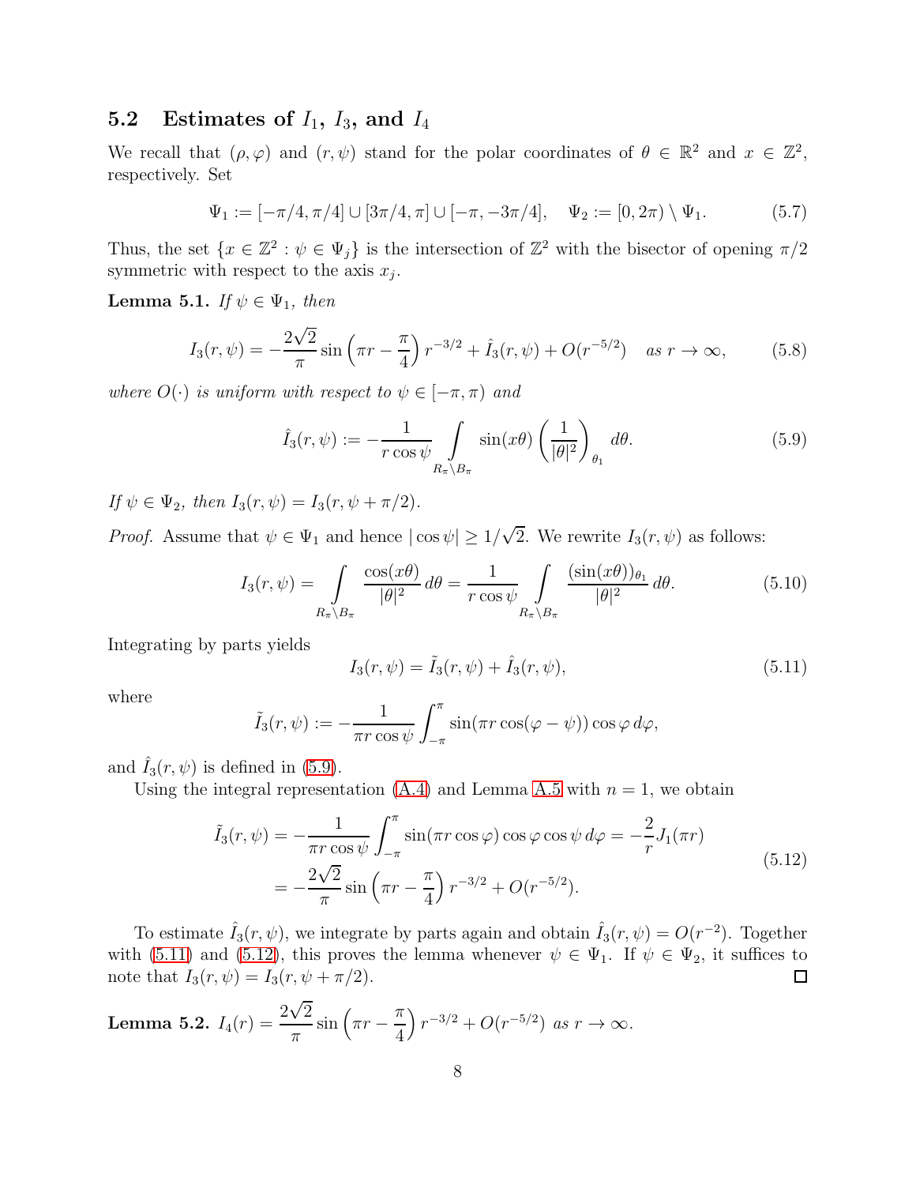## 5.2 Estimates of $I_1$, $I_3$, and $I_4$

We recall that $(\rho, \varphi)$ and $(r, \psi)$ stand for the polar coordinates of $\theta \in \mathbb{R}^2$ and $x \in \mathbb{Z}^2$, respectively. Set

$$\Psi_1 := [-\pi/4, \pi/4] \cup [3\pi/4, \pi] \cup [-\pi, -3\pi/4], \quad \Psi_2 := [0, 2\pi) \setminus \Psi_1. \tag{5.7}$$

Thus, the set $\{x \in \mathbb{Z}^2 : \psi \in \Psi_j\}$ is the intersection of $\mathbb{Z}^2$ with the bisector of opening $\pi/2$ symmetric with respect to the axis $x_j$.

**Lemma 5.1.** *If $\psi \in \Psi_1$, then*

$$I_3(r, \psi) = -\frac{2\sqrt{2}}{\pi} \sin\left(\pi r - \frac{\pi}{4}\right) r^{-3/2} + \hat{I}_3(r, \psi) + O(r^{-5/2}) \quad \text{as } r \to \infty, \tag{5.8}$$

*where $O(\cdot)$ is uniform with respect to $\psi \in [-\pi, \pi)$ and*

$$\hat{I}_3(r, \psi) := -\frac{1}{r \cos\psi} \int\limits_{R_\pi \setminus B_\pi} \sin(x\theta) \left(\frac{1}{|\theta|^2}\right)_{\theta_1} d\theta. \tag{5.9}$$

*If $\psi \in \Psi_2$, then $I_3(r, \psi) = I_3(r, \psi + \pi/2)$.*

*Proof.* Assume that $\psi \in \Psi_1$ and hence $|\cos\psi| \geq 1/\sqrt{2}$. We rewrite $I_3(r, \psi)$ as follows:

$$I_3(r, \psi) = \int\limits_{R_\pi \setminus B_\pi} \frac{\cos(x\theta)}{|\theta|^2} \, d\theta = \frac{1}{r \cos\psi} \int\limits_{R_\pi \setminus B_\pi} \frac{(\sin(x\theta))_{\theta_1}}{|\theta|^2} \, d\theta. \tag{5.10}$$

Integrating by parts yields

$$I_3(r, \psi) = \tilde{I}_3(r, \psi) + \hat{I}_3(r, \psi), \tag{5.11}$$

where

$$\tilde{I}_3(r, \psi) := -\frac{1}{\pi r \cos\psi} \int_{-\pi}^{\pi} \sin(\pi r \cos(\varphi - \psi)) \cos\varphi \, d\varphi,$$

and $\hat{I}_3(r, \psi)$ is defined in (5.9).

Using the integral representation (A.4) and Lemma A.5 with $n = 1$, we obtain

$$\begin{aligned} \tilde{I}_3(r, \psi) &= -\frac{1}{\pi r \cos\psi} \int_{-\pi}^{\pi} \sin(\pi r \cos\varphi) \cos\varphi \cos\psi \, d\varphi = -\frac{2}{r} J_1(\pi r) \\ &= -\frac{2\sqrt{2}}{\pi} \sin\left(\pi r - \frac{\pi}{4}\right) r^{-3/2} + O(r^{-5/2}). \end{aligned} \tag{5.12}$$

To estimate $\hat{I}_3(r, \psi)$, we integrate by parts again and obtain $\hat{I}_3(r, \psi) = O(r^{-2})$. Together with (5.11) and (5.12), this proves the lemma whenever $\psi \in \Psi_1$. If $\psi \in \Psi_2$, it suffices to note that $I_3(r, \psi) = I_3(r, \psi + \pi/2)$. $\square$

**Lemma 5.2.** $I_4(r) = \dfrac{2\sqrt{2}}{\pi} \sin\left(\pi r - \dfrac{\pi}{4}\right) r^{-3/2} + O(r^{-5/2})$ *as $r \to \infty$.*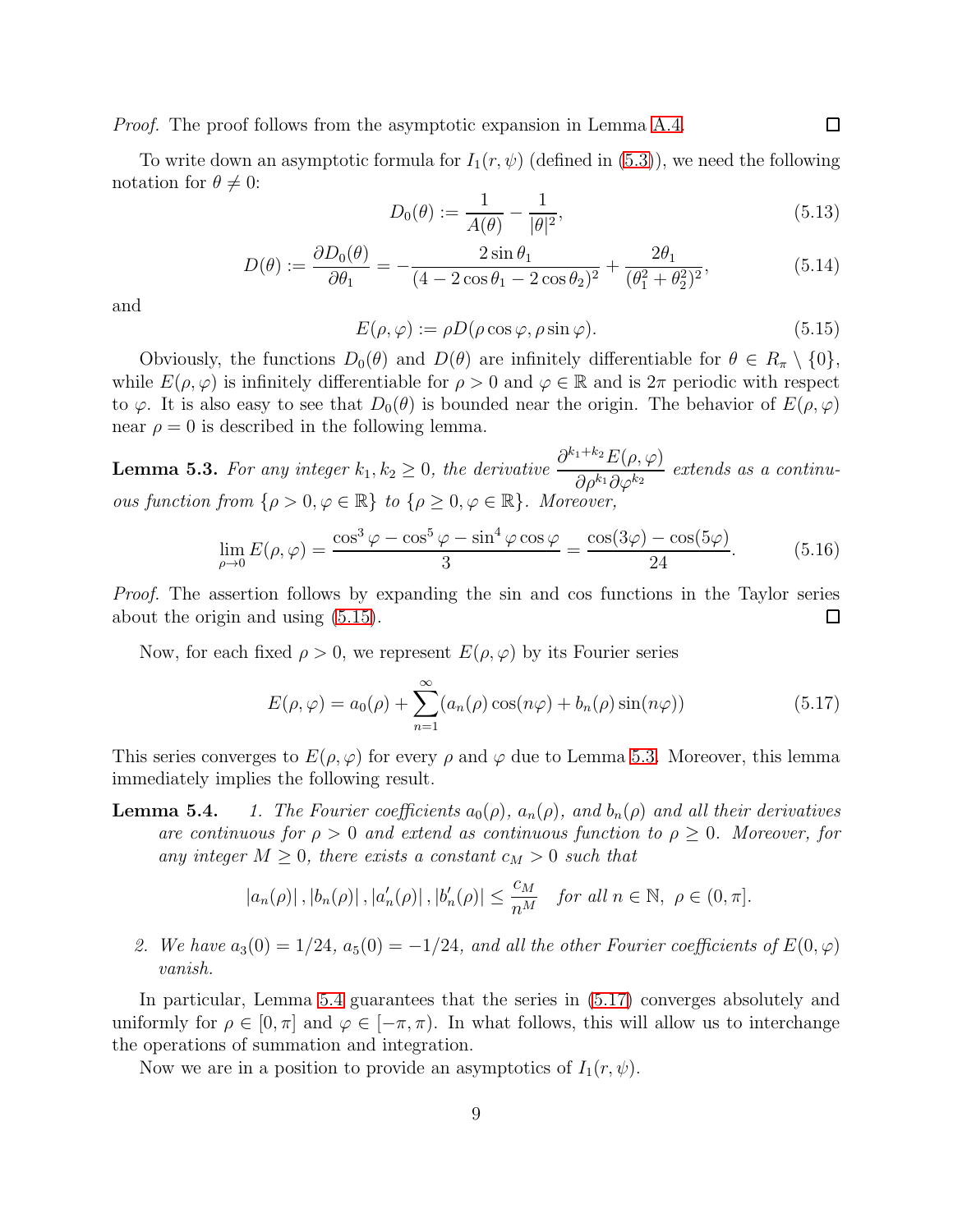*Proof.* The proof follows from the asymptotic expansion in Lemma A.4. ◻

To write down an asymptotic formula for $I_1(r, \psi)$ (defined in (5.3)), we need the following notation for $\theta \neq 0$:

$$D_0(\theta) := \frac{1}{A(\theta)} - \frac{1}{|\theta|^2}, \tag{5.13}$$

$$D(\theta) := \frac{\partial D_0(\theta)}{\partial \theta_1} = -\frac{2\sin\theta_1}{(4 - 2\cos\theta_1 - 2\cos\theta_2)^2} + \frac{2\theta_1}{(\theta_1^2 + \theta_2^2)^2}, \tag{5.14}$$

and

$$E(\rho, \varphi) := \rho D(\rho\cos\varphi, \rho\sin\varphi). \tag{5.15}$$

Obviously, the functions $D_0(\theta)$ and $D(\theta)$ are infinitely differentiable for $\theta \in R_\pi \setminus \{0\}$, while $E(\rho, \varphi)$ is infinitely differentiable for $\rho > 0$ and $\varphi \in \mathbb{R}$ and is $2\pi$ periodic with respect to $\varphi$. It is also easy to see that $D_0(\theta)$ is bounded near the origin. The behavior of $E(\rho, \varphi)$ near $\rho = 0$ is described in the following lemma.

**Lemma 5.3.** *For any integer $k_1, k_2 \geq 0$, the derivative $\dfrac{\partial^{k_1+k_2} E(\rho, \varphi)}{\partial \rho^{k_1} \partial \varphi^{k_2}}$ extends as a continuous function from $\{\rho > 0, \varphi \in \mathbb{R}\}$ to $\{\rho \geq 0, \varphi \in \mathbb{R}\}$. Moreover,*

$$\lim_{\rho \to 0} E(\rho, \varphi) = \frac{\cos^3\varphi - \cos^5\varphi - \sin^4\varphi\cos\varphi}{3} = \frac{\cos(3\varphi) - \cos(5\varphi)}{24}. \tag{5.16}$$

*Proof.* The assertion follows by expanding the sin and cos functions in the Taylor series about the origin and using (5.15). ◻

Now, for each fixed $\rho > 0$, we represent $E(\rho, \varphi)$ by its Fourier series

$$E(\rho, \varphi) = a_0(\rho) + \sum_{n=1}^{\infty} (a_n(\rho)\cos(n\varphi) + b_n(\rho)\sin(n\varphi)) \tag{5.17}$$

This series converges to $E(\rho, \varphi)$ for every $\rho$ and $\varphi$ due to Lemma 5.3. Moreover, this lemma immediately implies the following result.

**Lemma 5.4.**

1. *The Fourier coefficients $a_0(\rho)$, $a_n(\rho)$, and $b_n(\rho)$ and all their derivatives are continuous for $\rho > 0$ and extend as continuous function to $\rho \geq 0$. Moreover, for any integer $M \geq 0$, there exists a constant $c_M > 0$ such that*

$$|a_n(\rho)|, |b_n(\rho)|, |a_n'(\rho)|, |b_n'(\rho)| \leq \frac{c_M}{n^M} \quad \text{for all } n \in \mathbb{N},\ \rho \in (0, \pi].$$

2. *We have $a_3(0) = 1/24$, $a_5(0) = -1/24$, and all the other Fourier coefficients of $E(0, \varphi)$ vanish.*

In particular, Lemma 5.4 guarantees that the series in (5.17) converges absolutely and uniformly for $\rho \in [0, \pi]$ and $\varphi \in [-\pi, \pi)$. In what follows, this will allow us to interchange the operations of summation and integration.

Now we are in a position to provide an asymptotics of $I_1(r, \psi)$.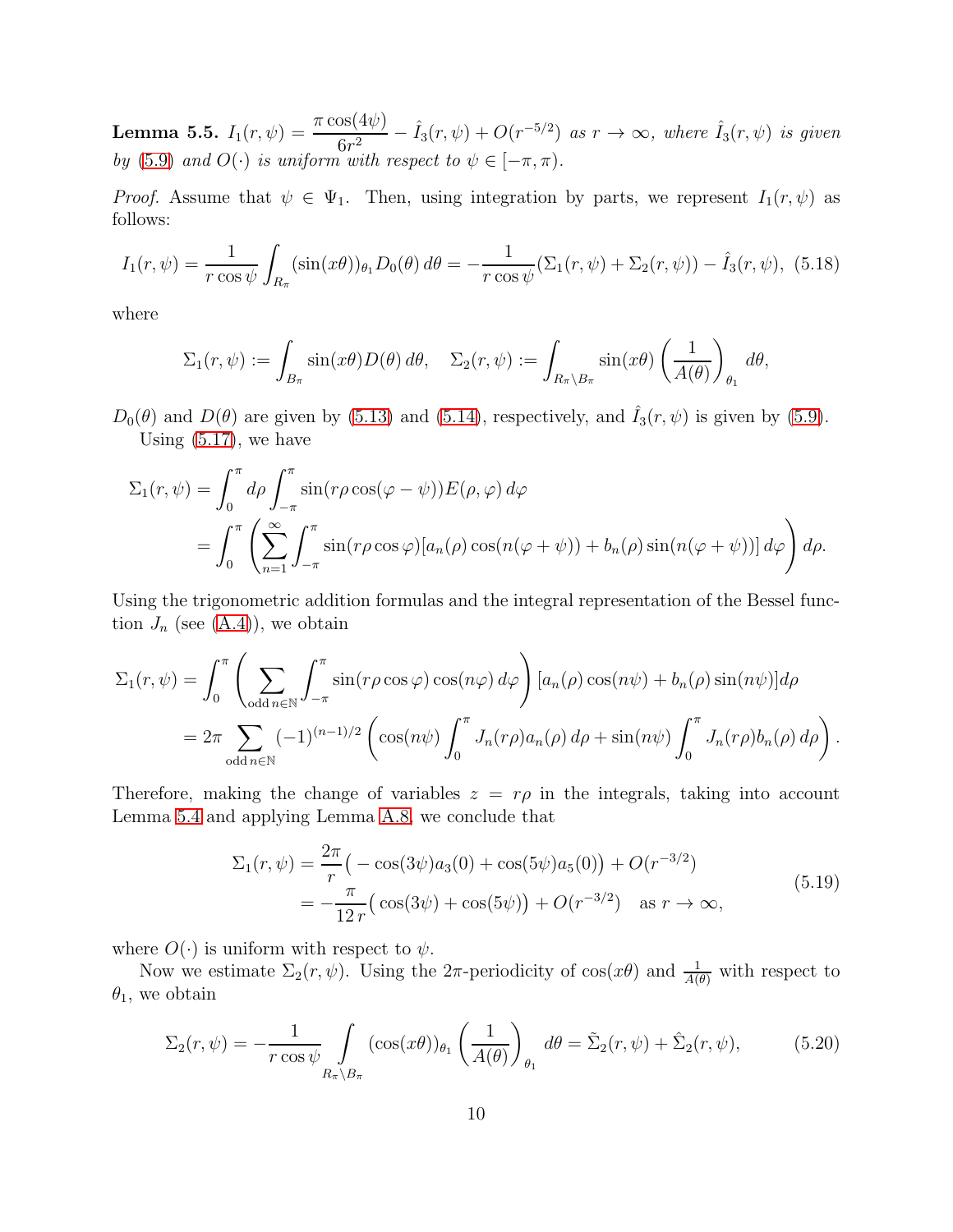**Lemma 5.5.** $I_1(r,\psi) = \dfrac{\pi\cos(4\psi)}{6r^2} - \hat{I}_3(r,\psi) + O(r^{-5/2})$ *as* $r\to\infty$*, where* $\hat{I}_3(r,\psi)$ *is given by* (5.9) *and* $O(\cdot)$ *is uniform with respect to* $\psi\in[-\pi,\pi)$*.*

*Proof.* Assume that $\psi\in\Psi_1$. Then, using integration by parts, we represent $I_1(r,\psi)$ as follows:

$$
I_1(r,\psi) = \frac{1}{r\cos\psi}\int_{R_\pi}(\sin(x\theta))_{\theta_1} D_0(\theta)\,d\theta = -\frac{1}{r\cos\psi}(\Sigma_1(r,\psi)+\Sigma_2(r,\psi)) - \hat{I}_3(r,\psi), \tag{5.18}
$$

where

$$
\Sigma_1(r,\psi) := \int_{B_\pi}\sin(x\theta)D(\theta)\,d\theta, \quad \Sigma_2(r,\psi) := \int_{R_\pi\setminus B_\pi}\sin(x\theta)\left(\frac{1}{A(\theta)}\right)_{\theta_1}d\theta,
$$

$D_0(\theta)$ and $D(\theta)$ are given by (5.13) and (5.14), respectively, and $\hat{I}_3(r,\psi)$ is given by (5.9).

Using (5.17), we have

$$
\begin{aligned}
\Sigma_1(r,\psi) &= \int_0^\pi d\rho\int_{-\pi}^{\pi}\sin(r\rho\cos(\varphi-\psi))E(\rho,\varphi)\,d\varphi \\
&= \int_0^\pi\left(\sum_{n=1}^\infty\int_{-\pi}^{\pi}\sin(r\rho\cos\varphi)[a_n(\rho)\cos(n(\varphi+\psi)) + b_n(\rho)\sin(n(\varphi+\psi))]\,d\varphi\right)d\rho.
\end{aligned}
$$

Using the trigonometric addition formulas and the integral representation of the Bessel function $J_n$ (see (A.4)), we obtain

$$
\begin{aligned}
\Sigma_1(r,\psi) &= \int_0^\pi\left(\sum_{\text{odd}\, n\in\mathbb{N}}\int_{-\pi}^{\pi}\sin(r\rho\cos\varphi)\cos(n\varphi)\,d\varphi\right)[a_n(\rho)\cos(n\psi)+b_n(\rho)\sin(n\psi)]d\rho \\
&= 2\pi\sum_{\text{odd}\, n\in\mathbb{N}}(-1)^{(n-1)/2}\left(\cos(n\psi)\int_0^\pi J_n(r\rho)a_n(\rho)\,d\rho + \sin(n\psi)\int_0^\pi J_n(r\rho)b_n(\rho)\,d\rho\right).
\end{aligned}
$$

Therefore, making the change of variables $z = r\rho$ in the integrals, taking into account Lemma 5.4 and applying Lemma A.8, we conclude that

$$
\begin{aligned}
\Sigma_1(r,\psi) &= \frac{2\pi}{r}\big(-\cos(3\psi)a_3(0) + \cos(5\psi)a_5(0)\big) + O(r^{-3/2}) \\
&= -\frac{\pi}{12\,r}\big(\cos(3\psi)+\cos(5\psi)\big) + O(r^{-3/2}) \quad \text{as } r\to\infty,
\end{aligned} \tag{5.19}
$$

where $O(\cdot)$ is uniform with respect to $\psi$.

Now we estimate $\Sigma_2(r,\psi)$. Using the $2\pi$-periodicity of $\cos(x\theta)$ and $\frac{1}{A(\theta)}$ with respect to $\theta_1$, we obtain

$$
\Sigma_2(r,\psi) = -\frac{1}{r\cos\psi}\int\limits_{R_\pi\setminus B_\pi}(\cos(x\theta))_{\theta_1}\left(\frac{1}{A(\theta)}\right)_{\theta_1}d\theta = \tilde{\Sigma}_2(r,\psi)+\hat{\Sigma}_2(r,\psi), \tag{5.20}
$$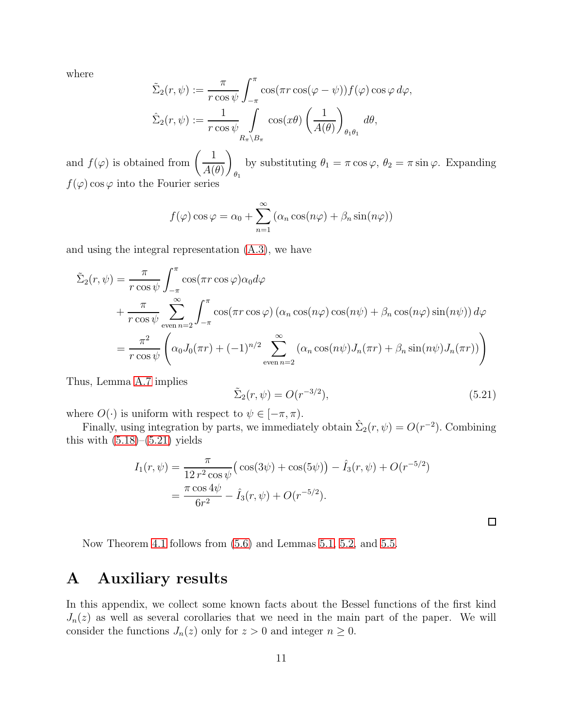where

$$\tilde{\Sigma}_2(r,\psi) := \frac{\pi}{r\cos\psi}\int_{-\pi}^{\pi} \cos(\pi r\cos(\varphi-\psi)) f(\varphi)\cos\varphi\, d\varphi,$$

$$\hat{\Sigma}_2(r,\psi) := \frac{1}{r\cos\psi}\int\limits_{R_\pi\setminus B_\pi} \cos(x\theta)\left(\frac{1}{A(\theta)}\right)_{\theta_1\theta_1} d\theta,$$

and $f(\varphi)$ is obtained from $\left(\dfrac{1}{A(\theta)}\right)_{\theta_1}$ by substituting $\theta_1 = \pi\cos\varphi$, $\theta_2 = \pi\sin\varphi$. Expanding $f(\varphi)\cos\varphi$ into the Fourier series

$$f(\varphi)\cos\varphi = \alpha_0 + \sum_{n=1}^{\infty}\left(\alpha_n\cos(n\varphi) + \beta_n\sin(n\varphi)\right)$$

and using the integral representation (A.3), we have

$$\begin{aligned}
\tilde{\Sigma}_2(r,\psi) &= \frac{\pi}{r\cos\psi}\int_{-\pi}^{\pi}\cos(\pi r\cos\varphi)\alpha_0 d\varphi \\
&\quad + \frac{\pi}{r\cos\psi}\sum_{\text{even } n=2}^{\infty}\int_{-\pi}^{\pi}\cos(\pi r\cos\varphi)\left(\alpha_n\cos(n\varphi)\cos(n\psi) + \beta_n\cos(n\varphi)\sin(n\psi)\right)d\varphi \\
&= \frac{\pi^2}{r\cos\psi}\left(\alpha_0 J_0(\pi r) + (-1)^{n/2}\sum_{\text{even } n=2}^{\infty}\left(\alpha_n\cos(n\psi)J_n(\pi r) + \beta_n\sin(n\psi)J_n(\pi r)\right)\right)
\end{aligned}$$

Thus, Lemma A.7 implies

$$\tilde{\Sigma}_2(r,\psi) = O(r^{-3/2}), \tag{5.21}$$

where $O(\cdot)$ is uniform with respect to $\psi \in [-\pi,\pi)$.

Finally, using integration by parts, we immediately obtain $\hat{\Sigma}_2(r,\psi) = O(r^{-2})$. Combining this with (5.18)–(5.21) yields

$$\begin{aligned}
I_1(r,\psi) &= \frac{\pi}{12\, r^2\cos\psi}\big(\cos(3\psi) + \cos(5\psi)\big) - \hat{I}_3(r,\psi) + O(r^{-5/2}) \\
&= \frac{\pi\cos 4\psi}{6r^2} - \hat{I}_3(r,\psi) + O(r^{-5/2}).
\end{aligned}$$

□

Now Theorem 4.1 follows from (5.6) and Lemmas 5.1, 5.2, and 5.5.

# A Auxiliary results

In this appendix, we collect some known facts about the Bessel functions of the first kind $J_n(z)$ as well as several corollaries that we need in the main part of the paper. We will consider the functions $J_n(z)$ only for $z > 0$ and integer $n \ge 0$.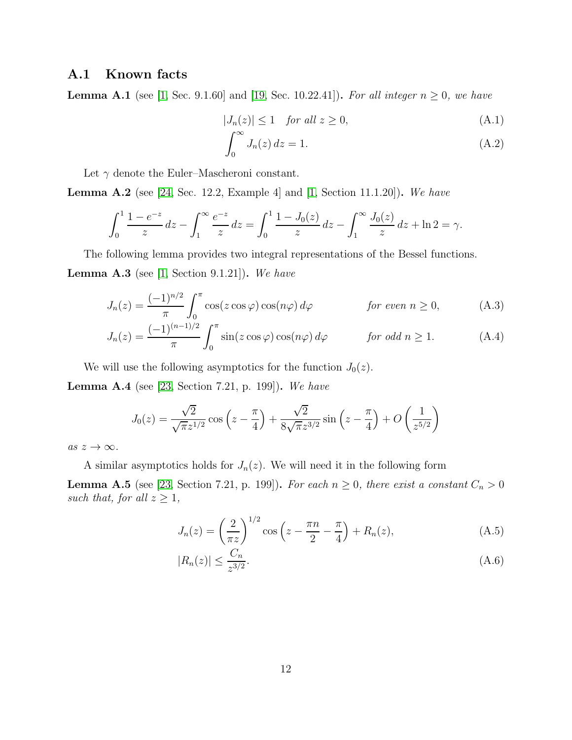## A.1 Known facts

**Lemma A.1** (see [1, Sec. 9.1.60] and [19, Sec. 10.22.41])**.** *For all integer $n \geq 0$, we have*

$$|J_n(z)| \leq 1 \quad \text{for all } z \geq 0, \tag{A.1}$$

$$\int_0^\infty J_n(z)\, dz = 1. \tag{A.2}$$

Let $\gamma$ denote the Euler–Mascheroni constant.

**Lemma A.2** (see [24, Sec. 12.2, Example 4] and [1, Section 11.1.20])**.** *We have*

$$\int_0^1 \frac{1-e^{-z}}{z}\, dz - \int_1^\infty \frac{e^{-z}}{z}\, dz = \int_0^1 \frac{1-J_0(z)}{z}\, dz - \int_1^\infty \frac{J_0(z)}{z}\, dz + \ln 2 = \gamma.$$

The following lemma provides two integral representations of the Bessel functions.

**Lemma A.3** (see [1, Section 9.1.21])**.** *We have*

$$J_n(z) = \frac{(-1)^{n/2}}{\pi} \int_0^\pi \cos(z\cos\varphi)\cos(n\varphi)\, d\varphi \qquad \text{for even } n \geq 0, \tag{A.3}$$

$$J_n(z) = \frac{(-1)^{(n-1)/2}}{\pi} \int_0^\pi \sin(z\cos\varphi)\cos(n\varphi)\, d\varphi \qquad \text{for odd } n \geq 1. \tag{A.4}$$

We will use the following asymptotics for the function $J_0(z)$.

**Lemma A.4** (see [23, Section 7.21, p. 199])**.** *We have*

$$J_0(z) = \frac{\sqrt{2}}{\sqrt{\pi} z^{1/2}} \cos\left(z - \frac{\pi}{4}\right) + \frac{\sqrt{2}}{8\sqrt{\pi} z^{3/2}} \sin\left(z - \frac{\pi}{4}\right) + O\left(\frac{1}{z^{5/2}}\right)$$

*as $z \to \infty$.*

A similar asymptotics holds for $J_n(z)$. We will need it in the following form

**Lemma A.5** (see [23, Section 7.21, p. 199])**.** *For each $n \geq 0$, there exist a constant $C_n > 0$ such that, for all $z \geq 1$,*

$$J_n(z) = \left(\frac{2}{\pi z}\right)^{1/2} \cos\left(z - \frac{\pi n}{2} - \frac{\pi}{4}\right) + R_n(z), \tag{A.5}$$

$$|R_n(z)| \leq \frac{C_n}{z^{3/2}}. \tag{A.6}$$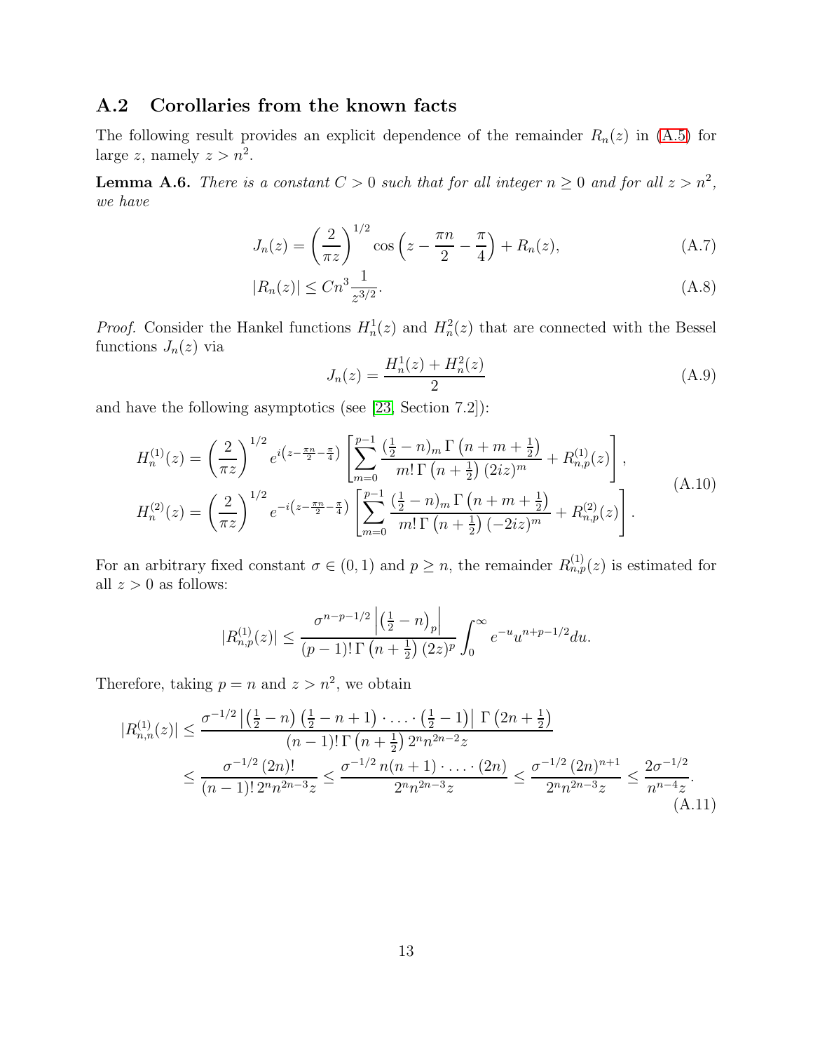## A.2 Corollaries from the known facts

The following result provides an explicit dependence of the remainder $R_n(z)$ in (A.5) for large $z$, namely $z > n^2$.

**Lemma A.6.** *There is a constant $C > 0$ such that for all integer $n \geq 0$ and for all $z > n^2$, we have*

$$J_n(z) = \left(\frac{2}{\pi z}\right)^{1/2} \cos\left(z - \frac{\pi n}{2} - \frac{\pi}{4}\right) + R_n(z), \tag{A.7}$$

$$|R_n(z)| \leq C n^3 \frac{1}{z^{3/2}}. \tag{A.8}$$

*Proof.* Consider the Hankel functions $H_n^1(z)$ and $H_n^2(z)$ that are connected with the Bessel functions $J_n(z)$ via

$$J_n(z) = \frac{H_n^1(z) + H_n^2(z)}{2} \tag{A.9}$$

and have the following asymptotics (see [23, Section 7.2]):

$$\begin{aligned} H_n^{(1)}(z) &= \left(\frac{2}{\pi z}\right)^{1/2} e^{i\left(z - \frac{\pi n}{2} - \frac{\pi}{4}\right)} \left[\sum_{m=0}^{p-1} \frac{\left(\frac{1}{2} - n\right)_m \Gamma\left(n + m + \frac{1}{2}\right)}{m!\, \Gamma\left(n + \frac{1}{2}\right) (2iz)^m} + R_{n,p}^{(1)}(z)\right], \\ H_n^{(2)}(z) &= \left(\frac{2}{\pi z}\right)^{1/2} e^{-i\left(z - \frac{\pi n}{2} - \frac{\pi}{4}\right)} \left[\sum_{m=0}^{p-1} \frac{\left(\frac{1}{2} - n\right)_m \Gamma\left(n + m + \frac{1}{2}\right)}{m!\, \Gamma\left(n + \frac{1}{2}\right) (-2iz)^m} + R_{n,p}^{(2)}(z)\right]. \end{aligned} \tag{A.10}$$

For an arbitrary fixed constant $\sigma \in (0, 1)$ and $p \geq n$, the remainder $R_{n,p}^{(1)}(z)$ is estimated for all $z > 0$ as follows:

$$|R_{n,p}^{(1)}(z)| \leq \frac{\sigma^{n-p-1/2} \left|\left(\frac{1}{2} - n\right)_p\right|}{(p-1)!\, \Gamma\left(n + \frac{1}{2}\right) (2z)^p} \int_0^\infty e^{-u} u^{n+p-1/2} du.$$

Therefore, taking $p = n$ and $z > n^2$, we obtain

$$\begin{aligned} |R_{n,n}^{(1)}(z)| &\leq \frac{\sigma^{-1/2} \left|\left(\frac{1}{2} - n\right)\left(\frac{1}{2} - n + 1\right) \cdot \ldots \cdot \left(\frac{1}{2} - 1\right)\right| \Gamma\left(2n + \frac{1}{2}\right)}{(n-1)!\, \Gamma\left(n + \frac{1}{2}\right) 2^n n^{2n-2} z} \\ &\leq \frac{\sigma^{-1/2} (2n)!}{(n-1)!\, 2^n n^{2n-3} z} \leq \frac{\sigma^{-1/2}\, n(n+1) \cdot \ldots \cdot (2n)}{2^n n^{2n-3} z} \leq \frac{\sigma^{-1/2} (2n)^{n+1}}{2^n n^{2n-3} z} \leq \frac{2\sigma^{-1/2}}{n^{n-4} z}. \end{aligned} \tag{A.11}$$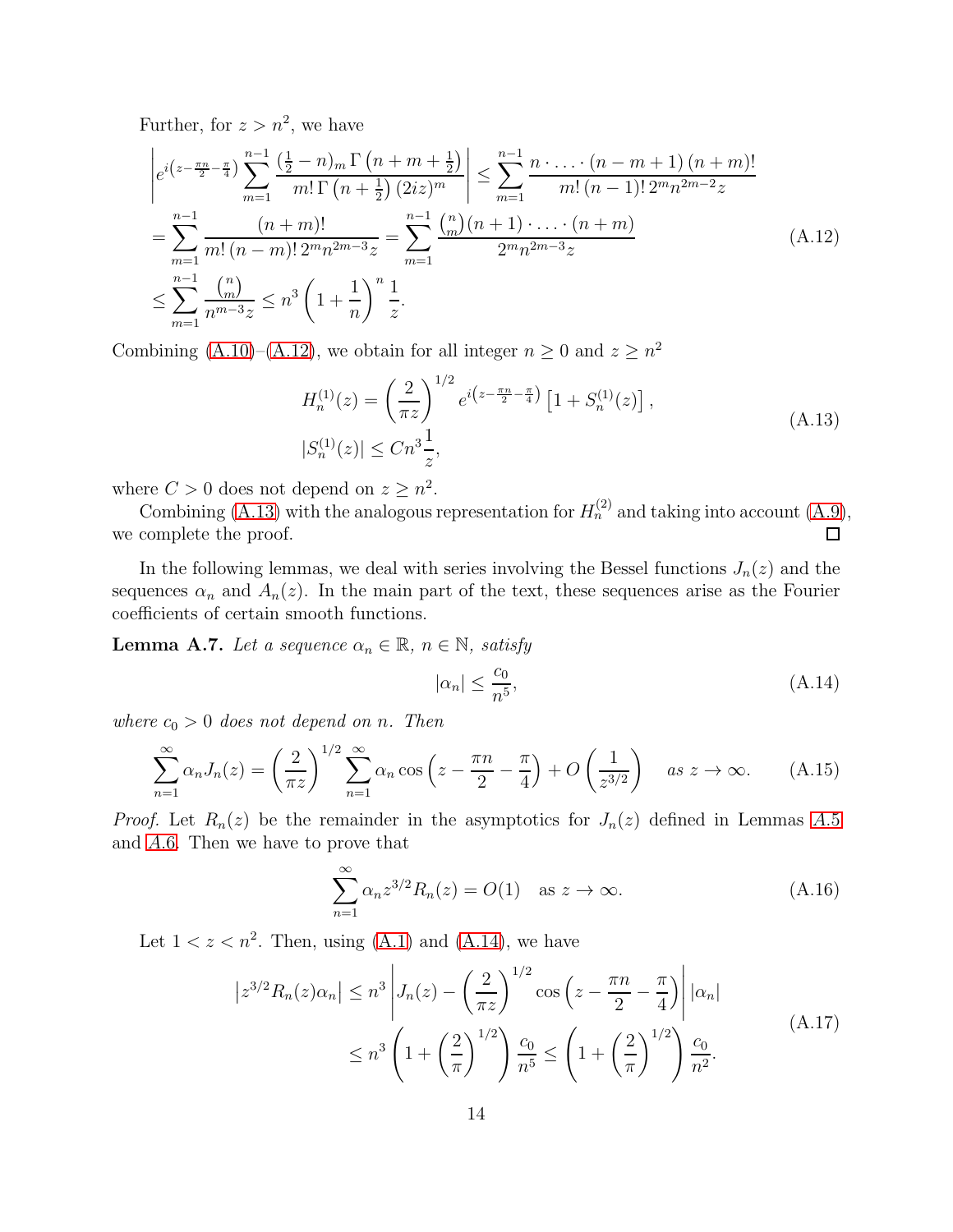Further, for $z > n^2$, we have

$$
\begin{aligned}
&\left| e^{i\left(z-\frac{\pi n}{2}-\frac{\pi}{4}\right)} \sum_{m=1}^{n-1} \frac{\left(\frac{1}{2}-n\right)_m \Gamma\left(n+m+\frac{1}{2}\right)}{m!\,\Gamma\left(n+\frac{1}{2}\right)(2iz)^m} \right| \le \sum_{m=1}^{n-1} \frac{n\cdot\ldots\cdot(n-m+1)\,(n+m)!}{m!\,(n-1)!\,2^m n^{2m-2} z} \\
&= \sum_{m=1}^{n-1} \frac{(n+m)!}{m!\,(n-m)!\,2^m n^{2m-3} z} = \sum_{m=1}^{n-1} \frac{\binom{n}{m}(n+1)\cdot\ldots\cdot(n+m)}{2^m n^{2m-3} z} \\
&\le \sum_{m=1}^{n-1} \frac{\binom{n}{m}}{n^{m-3} z} \le n^3 \left(1+\frac{1}{n}\right)^n \frac{1}{z}.
\end{aligned}
\tag{A.12}
$$

Combining (A.10)–(A.12), we obtain for all integer $n \ge 0$ and $z \ge n^2$

$$
\begin{aligned}
&H_n^{(1)}(z) = \left(\frac{2}{\pi z}\right)^{1/2} e^{i\left(z-\frac{\pi n}{2}-\frac{\pi}{4}\right)} \left[1 + S_n^{(1)}(z)\right], \\
&|S_n^{(1)}(z)| \le C n^3 \frac{1}{z},
\end{aligned}
\tag{A.13}
$$

where $C > 0$ does not depend on $z \ge n^2$.

Combining (A.13) with the analogous representation for $H_n^{(2)}$ and taking into account (A.9), we complete the proof. ∎

In the following lemmas, we deal with series involving the Bessel functions $J_n(z)$ and the sequences $\alpha_n$ and $A_n(z)$. In the main part of the text, these sequences arise as the Fourier coefficients of certain smooth functions.

**Lemma A.7.** *Let a sequence $\alpha_n \in \mathbb{R}$, $n \in \mathbb{N}$, satisfy*

$$
|\alpha_n| \le \frac{c_0}{n^5},
\tag{A.14}
$$

*where $c_0 > 0$ does not depend on $n$. Then*

$$
\sum_{n=1}^{\infty} \alpha_n J_n(z) = \left(\frac{2}{\pi z}\right)^{1/2} \sum_{n=1}^{\infty} \alpha_n \cos\left(z - \frac{\pi n}{2} - \frac{\pi}{4}\right) + O\left(\frac{1}{z^{3/2}}\right) \quad \text{as } z \to \infty.
\tag{A.15}
$$

*Proof.* Let $R_n(z)$ be the remainder in the asymptotics for $J_n(z)$ defined in Lemmas A.5 and A.6. Then we have to prove that

$$
\sum_{n=1}^{\infty} \alpha_n z^{3/2} R_n(z) = O(1) \quad \text{as } z \to \infty.
\tag{A.16}
$$

Let $1 < z < n^2$. Then, using (A.1) and (A.14), we have

$$
\begin{aligned}
\left| z^{3/2} R_n(z) \alpha_n \right| &\le n^3 \left| J_n(z) - \left(\frac{2}{\pi z}\right)^{1/2} \cos\left(z - \frac{\pi n}{2} - \frac{\pi}{4}\right) \right| |\alpha_n| \\
&\le n^3 \left(1 + \left(\frac{2}{\pi}\right)^{1/2}\right) \frac{c_0}{n^5} \le \left(1 + \left(\frac{2}{\pi}\right)^{1/2}\right) \frac{c_0}{n^2}.
\end{aligned}
\tag{A.17}
$$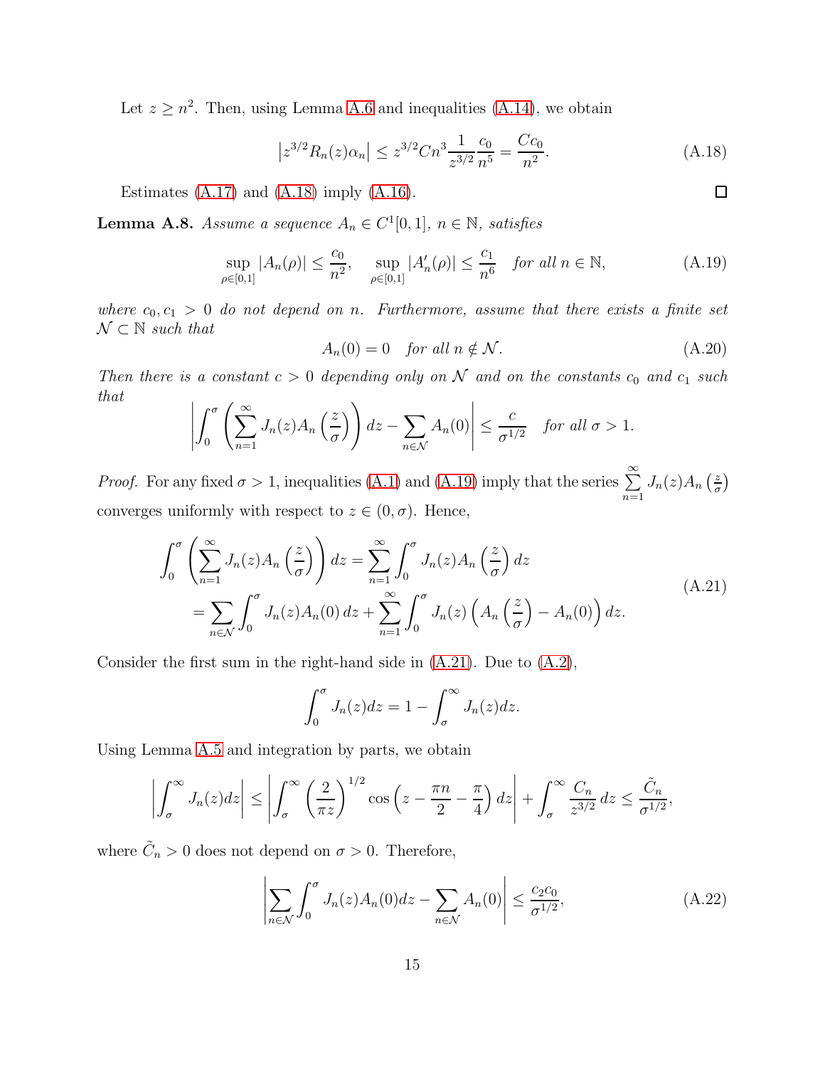Let $z \geq n^2$. Then, using Lemma A.6 and inequalities (A.14), we obtain

$$\left| z^{3/2} R_n(z) \alpha_n \right| \leq z^{3/2} C n^3 \frac{1}{z^{3/2}} \frac{c_0}{n^5} = \frac{C c_0}{n^2}. \tag{A.18}$$

Estimates (A.17) and (A.18) imply (A.16). $\square$

**Lemma A.8.** *Assume a sequence $A_n \in C^1[0,1]$, $n \in \mathbb{N}$, satisfies*

$$\sup_{\rho \in [0,1]} |A_n(\rho)| \leq \frac{c_0}{n^2}, \quad \sup_{\rho \in [0,1]} |A_n'(\rho)| \leq \frac{c_1}{n^6} \quad \textit{for all } n \in \mathbb{N}, \tag{A.19}$$

*where $c_0, c_1 > 0$ do not depend on $n$. Furthermore, assume that there exists a finite set $\mathcal{N} \subset \mathbb{N}$ such that*

$$A_n(0) = 0 \quad \textit{for all } n \notin \mathcal{N}. \tag{A.20}$$

*Then there is a constant $c > 0$ depending only on $\mathcal{N}$ and on the constants $c_0$ and $c_1$ such that*

$$\left| \int_0^\sigma \left( \sum_{n=1}^\infty J_n(z) A_n\left(\frac{z}{\sigma}\right) \right) dz - \sum_{n \in \mathcal{N}} A_n(0) \right| \leq \frac{c}{\sigma^{1/2}} \quad \textit{for all } \sigma > 1.$$

*Proof.* For any fixed $\sigma > 1$, inequalities (A.1) and (A.19) imply that the series $\sum\limits_{n=1}^\infty J_n(z) A_n\left(\frac{z}{\sigma}\right)$ converges uniformly with respect to $z \in (0, \sigma)$. Hence,

$$\begin{aligned}
\int_0^\sigma \left( \sum_{n=1}^\infty J_n(z) A_n\left(\frac{z}{\sigma}\right) \right) dz &= \sum_{n=1}^\infty \int_0^\sigma J_n(z) A_n\left(\frac{z}{\sigma}\right) dz \\
&= \sum_{n \in \mathcal{N}} \int_0^\sigma J_n(z) A_n(0)\, dz + \sum_{n=1}^\infty \int_0^\sigma J_n(z) \left( A_n\left(\frac{z}{\sigma}\right) - A_n(0) \right) dz.
\end{aligned} \tag{A.21}$$

Consider the first sum in the right-hand side in (A.21). Due to (A.2),

$$\int_0^\sigma J_n(z) dz = 1 - \int_\sigma^\infty J_n(z) dz.$$

Using Lemma A.5 and integration by parts, we obtain

$$\left| \int_\sigma^\infty J_n(z) dz \right| \leq \left| \int_\sigma^\infty \left( \frac{2}{\pi z} \right)^{1/2} \cos\left( z - \frac{\pi n}{2} - \frac{\pi}{4} \right) dz \right| + \int_\sigma^\infty \frac{C_n}{z^{3/2}}\, dz \leq \frac{\tilde{C}_n}{\sigma^{1/2}},$$

where $\tilde{C}_n > 0$ does not depend on $\sigma > 0$. Therefore,

$$\left| \sum_{n \in \mathcal{N}} \int_0^\sigma J_n(z) A_n(0) dz - \sum_{n \in \mathcal{N}} A_n(0) \right| \leq \frac{c_2 c_0}{\sigma^{1/2}}, \tag{A.22}$$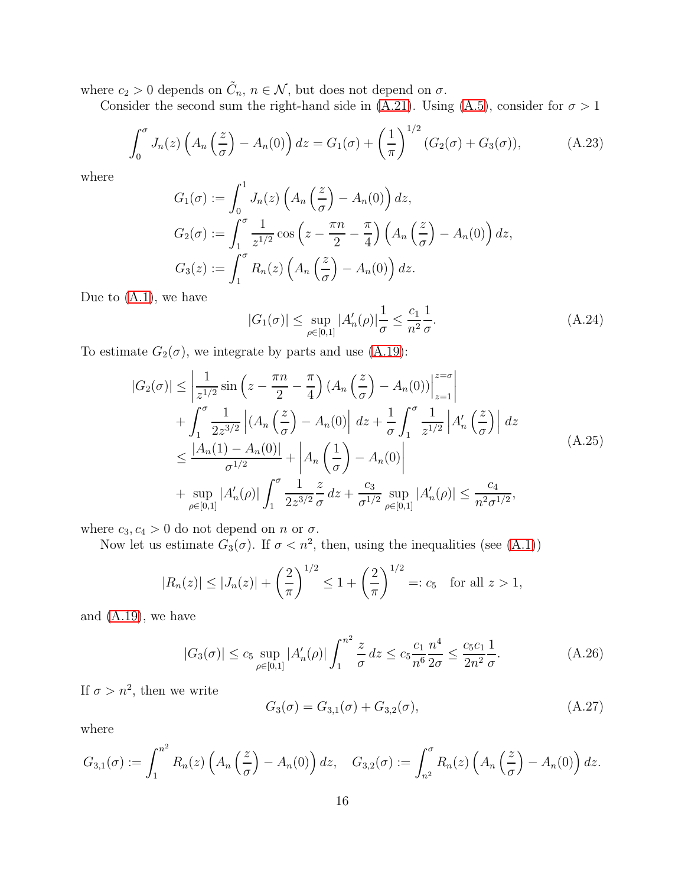where $c_2 > 0$ depends on $\tilde{C}_n$, $n \in \mathcal{N}$, but does not depend on $\sigma$.

Consider the second sum the right-hand side in (A.21). Using (A.5), consider for $\sigma > 1$

$$\int_0^\sigma J_n(z)\left(A_n\left(\frac{z}{\sigma}\right) - A_n(0)\right) dz = G_1(\sigma) + \left(\frac{1}{\pi}\right)^{1/2}(G_2(\sigma) + G_3(\sigma)), \tag{A.23}$$

where

$$G_1(\sigma) := \int_0^1 J_n(z)\left(A_n\left(\frac{z}{\sigma}\right) - A_n(0)\right) dz,$$
$$G_2(\sigma) := \int_1^\sigma \frac{1}{z^{1/2}}\cos\left(z - \frac{\pi n}{2} - \frac{\pi}{4}\right)\left(A_n\left(\frac{z}{\sigma}\right) - A_n(0)\right) dz,$$
$$G_3(z) := \int_1^\sigma R_n(z)\left(A_n\left(\frac{z}{\sigma}\right) - A_n(0)\right) dz.$$

Due to (A.1), we have

$$|G_1(\sigma)| \leq \sup_{\rho\in[0,1]}|A_n'(\rho)|\frac{1}{\sigma} \leq \frac{c_1}{n^2}\frac{1}{\sigma}. \tag{A.24}$$

To estimate $G_2(\sigma)$, we integrate by parts and use (A.19):

$$\begin{aligned}
|G_2(\sigma)| &\leq \left|\frac{1}{z^{1/2}}\sin\left(z - \frac{\pi n}{2} - \frac{\pi}{4}\right)(A_n\left(\frac{z}{\sigma}\right) - A_n(0))\Big|_{z=1}^{z=\sigma}\right| \\
&\quad + \int_1^\sigma \frac{1}{2z^{3/2}}\left|(A_n\left(\frac{z}{\sigma}\right) - A_n(0)\right| dz + \frac{1}{\sigma}\int_1^\sigma \frac{1}{z^{1/2}}\left|A_n'\left(\frac{z}{\sigma}\right)\right| dz \\
&\leq \frac{|A_n(1) - A_n(0)|}{\sigma^{1/2}} + \left|A_n\left(\frac{1}{\sigma}\right) - A_n(0)\right| \\
&\quad + \sup_{\rho\in[0,1]}|A_n'(\rho)|\int_1^\sigma \frac{1}{2z^{3/2}}\frac{z}{\sigma}\, dz + \frac{c_3}{\sigma^{1/2}}\sup_{\rho\in[0,1]}|A_n'(\rho)| \leq \frac{c_4}{n^2\sigma^{1/2}},
\end{aligned} \tag{A.25}$$

where $c_3, c_4 > 0$ do not depend on $n$ or $\sigma$.

Now let us estimate $G_3(\sigma)$. If $\sigma < n^2$, then, using the inequalities (see (A.1))

$$|R_n(z)| \leq |J_n(z)| + \left(\frac{2}{\pi}\right)^{1/2} \leq 1 + \left(\frac{2}{\pi}\right)^{1/2} =: c_5 \quad \text{for all } z > 1,$$

and (A.19), we have

$$|G_3(\sigma)| \leq c_5 \sup_{\rho\in[0,1]}|A_n'(\rho)|\int_1^{n^2}\frac{z}{\sigma}\, dz \leq c_5\frac{c_1}{n^6}\frac{n^4}{2\sigma} \leq \frac{c_5 c_1}{2n^2}\frac{1}{\sigma}. \tag{A.26}$$

If $\sigma > n^2$, then we write

$$G_3(\sigma) = G_{3,1}(\sigma) + G_{3,2}(\sigma), \tag{A.27}$$

where

$$G_{3,1}(\sigma) := \int_1^{n^2} R_n(z)\left(A_n\left(\frac{z}{\sigma}\right) - A_n(0)\right) dz, \quad G_{3,2}(\sigma) := \int_{n^2}^\sigma R_n(z)\left(A_n\left(\frac{z}{\sigma}\right) - A_n(0)\right) dz.$$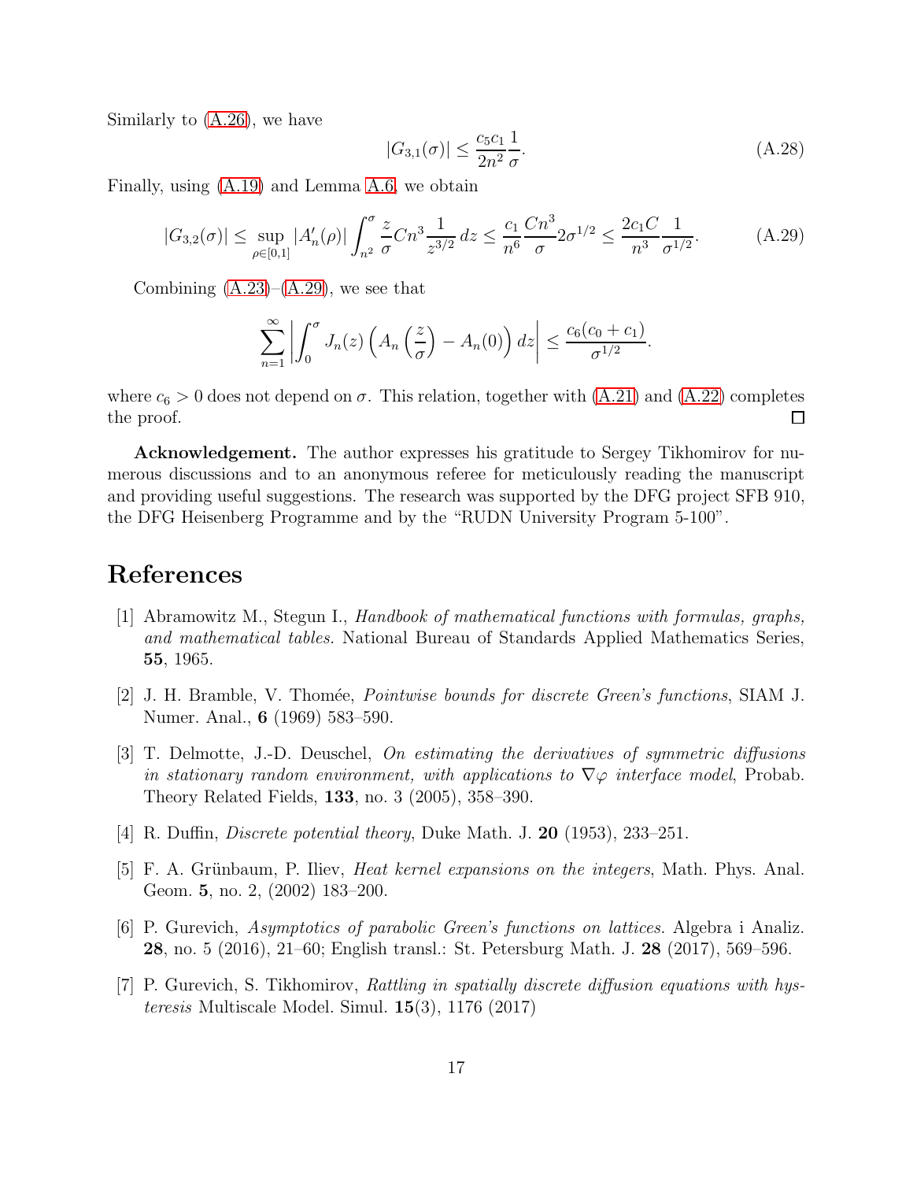Similarly to (A.26), we have

$$|G_{3,1}(\sigma)| \le \frac{c_5 c_1}{2n^2}\frac{1}{\sigma}. \tag{A.28}$$

Finally, using (A.19) and Lemma A.6, we obtain

$$|G_{3,2}(\sigma)| \le \sup_{\rho\in[0,1]} |A_n'(\rho)| \int_{n^2}^{\sigma} \frac{z}{\sigma} C n^3 \frac{1}{z^{3/2}}\, dz \le \frac{c_1}{n^6}\frac{Cn^3}{\sigma} 2\sigma^{1/2} \le \frac{2c_1 C}{n^3}\frac{1}{\sigma^{1/2}}. \tag{A.29}$$

Combining (A.23)–(A.29), we see that

$$\sum_{n=1}^{\infty} \left| \int_0^{\sigma} J_n(z)\left( A_n\left(\frac{z}{\sigma}\right) - A_n(0)\right) dz \right| \le \frac{c_6(c_0+c_1)}{\sigma^{1/2}}.$$

where $c_6 > 0$ does not depend on $\sigma$. This relation, together with (A.21) and (A.22) completes the proof. □

**Acknowledgement.** The author expresses his gratitude to Sergey Tikhomirov for numerous discussions and to an anonymous referee for meticulously reading the manuscript and providing useful suggestions. The research was supported by the DFG project SFB 910, the DFG Heisenberg Programme and by the "RUDN University Program 5-100".

# References

[1] Abramowitz M., Stegun I., *Handbook of mathematical functions with formulas, graphs, and mathematical tables.* National Bureau of Standards Applied Mathematics Series, **55**, 1965.

[2] J. H. Bramble, V. Thomée, *Pointwise bounds for discrete Green's functions*, SIAM J. Numer. Anal., **6** (1969) 583–590.

[3] T. Delmotte, J.-D. Deuschel, *On estimating the derivatives of symmetric diffusions in stationary random environment, with applications to* $\nabla\varphi$ *interface model*, Probab. Theory Related Fields, **133**, no. 3 (2005), 358–390.

[4] R. Duffin, *Discrete potential theory*, Duke Math. J. **20** (1953), 233–251.

[5] F. A. Grünbaum, P. Iliev, *Heat kernel expansions on the integers*, Math. Phys. Anal. Geom. **5**, no. 2, (2002) 183–200.

[6] P. Gurevich, *Asymptotics of parabolic Green's functions on lattices.* Algebra i Analiz. **28**, no. 5 (2016), 21–60; English transl.: St. Petersburg Math. J. **28** (2017), 569–596.

[7] P. Gurevich, S. Tikhomirov, *Rattling in spatially discrete diffusion equations with hysteresis* Multiscale Model. Simul. **15**(3), 1176 (2017)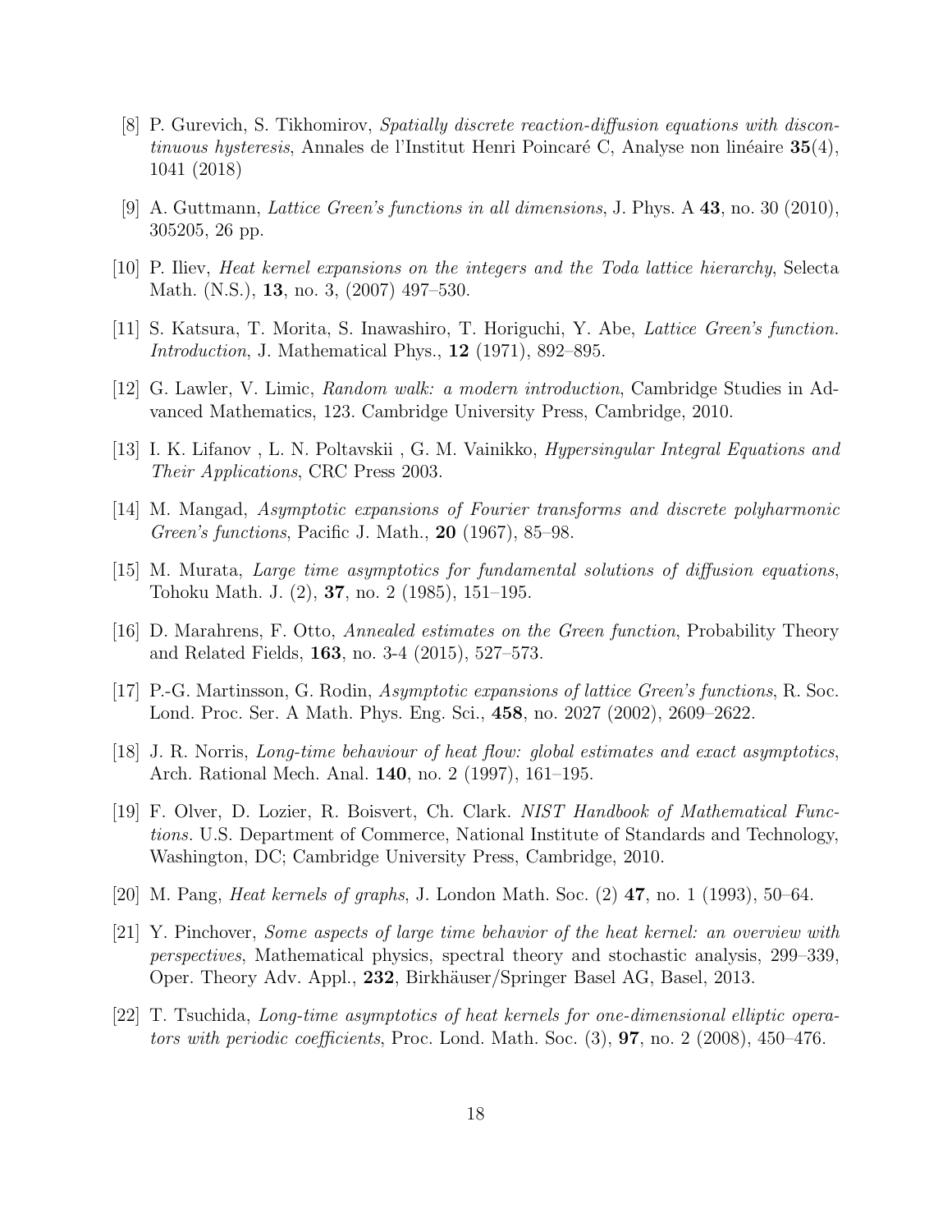[8] P. Gurevich, S. Tikhomirov, *Spatially discrete reaction-diffusion equations with discontinuous hysteresis*, Annales de l'Institut Henri Poincaré C, Analyse non linéaire **35**(4), 1041 (2018)

[9] A. Guttmann, *Lattice Green's functions in all dimensions*, J. Phys. A **43**, no. 30 (2010), 305205, 26 pp.

[10] P. Iliev, *Heat kernel expansions on the integers and the Toda lattice hierarchy*, Selecta Math. (N.S.), **13**, no. 3, (2007) 497–530.

[11] S. Katsura, T. Morita, S. Inawashiro, T. Horiguchi, Y. Abe, *Lattice Green's function. Introduction*, J. Mathematical Phys., **12** (1971), 892–895.

[12] G. Lawler, V. Limic, *Random walk: a modern introduction*, Cambridge Studies in Advanced Mathematics, 123. Cambridge University Press, Cambridge, 2010.

[13] I. K. Lifanov , L. N. Poltavskii , G. M. Vainikko, *Hypersingular Integral Equations and Their Applications*, CRC Press 2003.

[14] M. Mangad, *Asymptotic expansions of Fourier transforms and discrete polyharmonic Green's functions*, Pacific J. Math., **20** (1967), 85–98.

[15] M. Murata, *Large time asymptotics for fundamental solutions of diffusion equations*, Tohoku Math. J. (2), **37**, no. 2 (1985), 151–195.

[16] D. Marahrens, F. Otto, *Annealed estimates on the Green function*, Probability Theory and Related Fields, **163**, no. 3-4 (2015), 527–573.

[17] P.-G. Martinsson, G. Rodin, *Asymptotic expansions of lattice Green's functions*, R. Soc. Lond. Proc. Ser. A Math. Phys. Eng. Sci., **458**, no. 2027 (2002), 2609–2622.

[18] J. R. Norris, *Long-time behaviour of heat flow: global estimates and exact asymptotics*, Arch. Rational Mech. Anal. **140**, no. 2 (1997), 161–195.

[19] F. Olver, D. Lozier, R. Boisvert, Ch. Clark. *NIST Handbook of Mathematical Functions*. U.S. Department of Commerce, National Institute of Standards and Technology, Washington, DC; Cambridge University Press, Cambridge, 2010.

[20] M. Pang, *Heat kernels of graphs*, J. London Math. Soc. (2) **47**, no. 1 (1993), 50–64.

[21] Y. Pinchover, *Some aspects of large time behavior of the heat kernel: an overview with perspectives*, Mathematical physics, spectral theory and stochastic analysis, 299–339, Oper. Theory Adv. Appl., **232**, Birkhäuser/Springer Basel AG, Basel, 2013.

[22] T. Tsuchida, *Long-time asymptotics of heat kernels for one-dimensional elliptic operators with periodic coefficients*, Proc. Lond. Math. Soc. (3), **97**, no. 2 (2008), 450–476.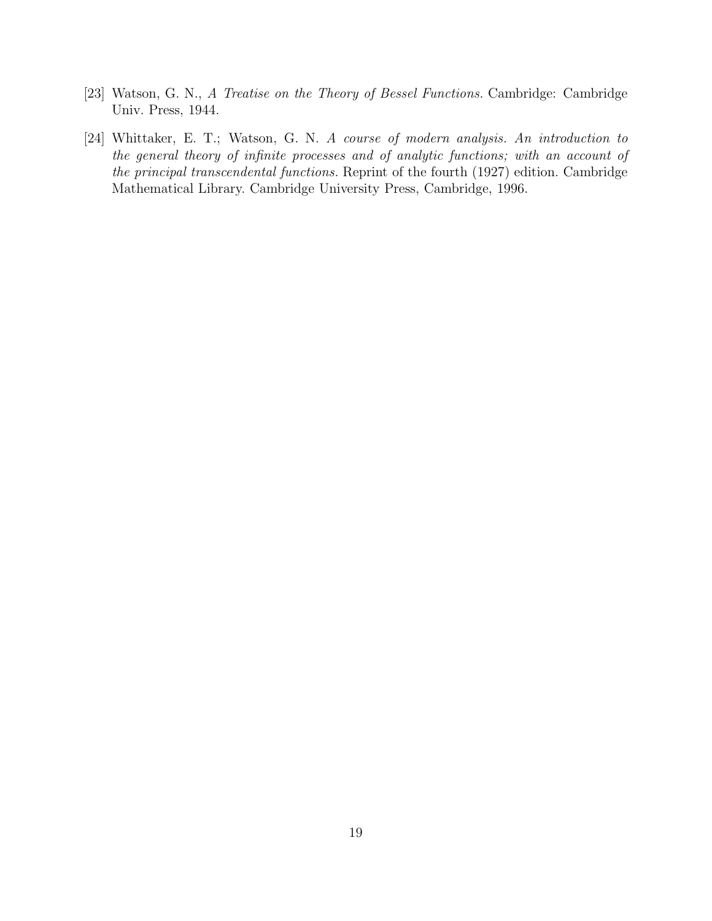[23] Watson, G. N., *A Treatise on the Theory of Bessel Functions.* Cambridge: Cambridge Univ. Press, 1944.

[24] Whittaker, E. T.; Watson, G. N. *A course of modern analysis. An introduction to the general theory of infinite processes and of analytic functions; with an account of the principal transcendental functions.* Reprint of the fourth (1927) edition. Cambridge Mathematical Library. Cambridge University Press, Cambridge, 1996.